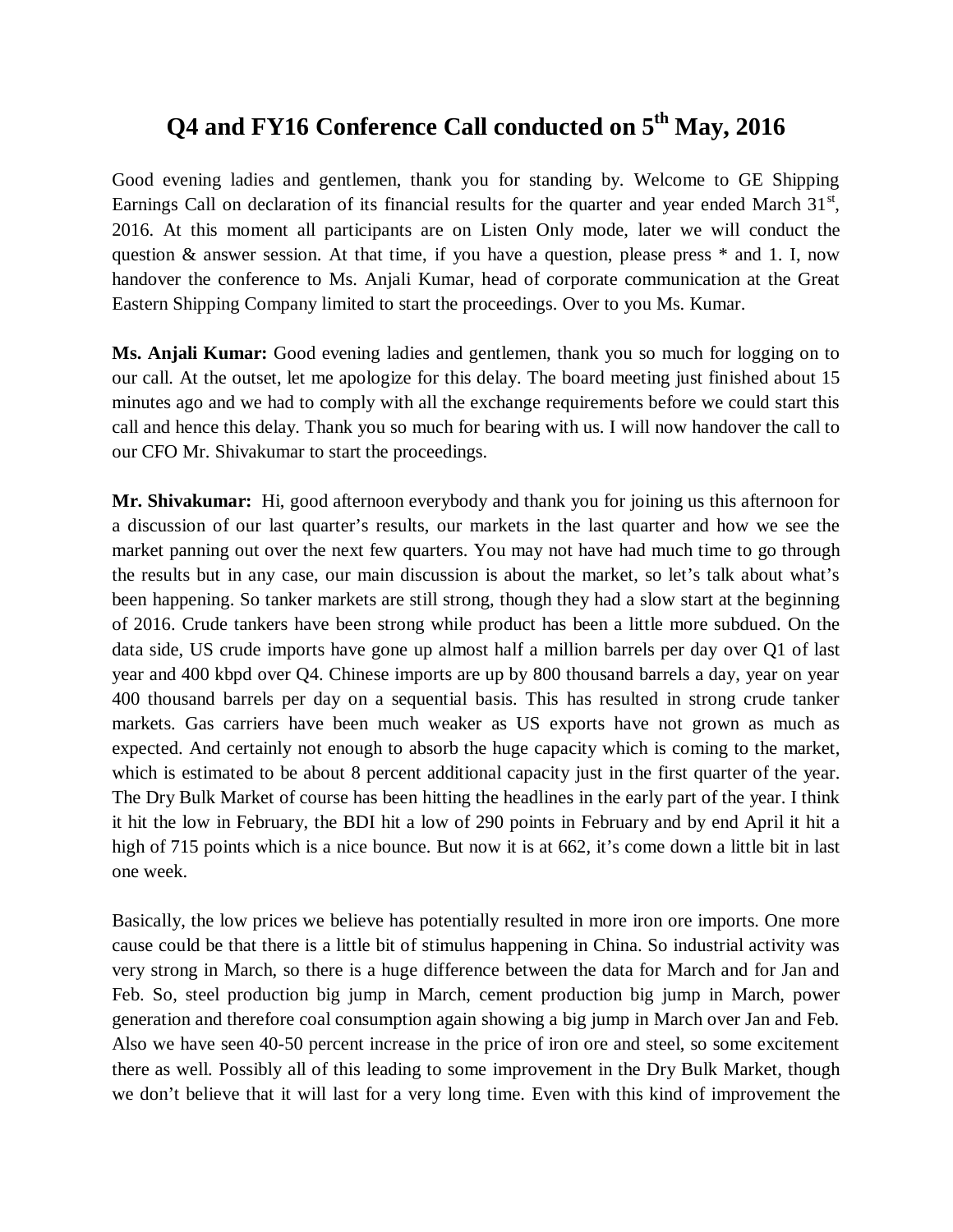# Q4 and FY16 Conference Call conducted on 5th May, 2016

Good evening ladies and gentlemen, thank you for standing by. Welcome to GE Shipping Earnings Call on declaration of its financial results for the quarter and year ended March 31st, 2016. At this moment all participants are on Listen Only mode, later we will conduct the question & answer session. At that time, if you have a question, please press * and 1. I, now handover the conference to Ms. Anjali Kumar, head of corporate communication at the Great Eastern Shipping Company limited to start the proceedings. Over to you Ms. Kumar.

**Ms. Anjali Kumar:** Good evening ladies and gentlemen, thank you so much for logging on to our call. At the outset, let me apologize for this delay. The board meeting just finished about 15 minutes ago and we had to comply with all the exchange requirements before we could start this call and hence this delay. Thank you so much for bearing with us. I will now handover the call to our CFO Mr. Shivakumar to start the proceedings.

**Mr. Shivakumar:** Hi, good afternoon everybody and thank you for joining us this afternoon for a discussion of our last quarter's results, our markets in the last quarter and how we see the market panning out over the next few quarters. You may not have had much time to go through the results but in any case, our main discussion is about the market, so let's talk about what's been happening. So tanker markets are still strong, though they had a slow start at the beginning of 2016. Crude tankers have been strong while product has been a little more subdued. On the data side, US crude imports have gone up almost half a million barrels per day over Q1 of last year and 400 kbpd over Q4. Chinese imports are up by 800 thousand barrels a day, year on year 400 thousand barrels per day on a sequential basis. This has resulted in strong crude tanker markets. Gas carriers have been much weaker as US exports have not grown as much as expected. And certainly not enough to absorb the huge capacity which is coming to the market, which is estimated to be about 8 percent additional capacity just in the first quarter of the year. The Dry Bulk Market of course has been hitting the headlines in the early part of the year. I think it hit the low in February, the BDI hit a low of 290 points in February and by end April it hit a high of 715 points which is a nice bounce. But now it is at 662, it's come down a little bit in last one week.

Basically, the low prices we believe has potentially resulted in more iron ore imports. One more cause could be that there is a little bit of stimulus happening in China. So industrial activity was very strong in March, so there is a huge difference between the data for March and for Jan and Feb. So, steel production big jump in March, cement production big jump in March, power generation and therefore coal consumption again showing a big jump in March over Jan and Feb. Also we have seen 40-50 percent increase in the price of iron ore and steel, so some excitement there as well. Possibly all of this leading to some improvement in the Dry Bulk Market, though we don't believe that it will last for a very long time. Even with this kind of improvement the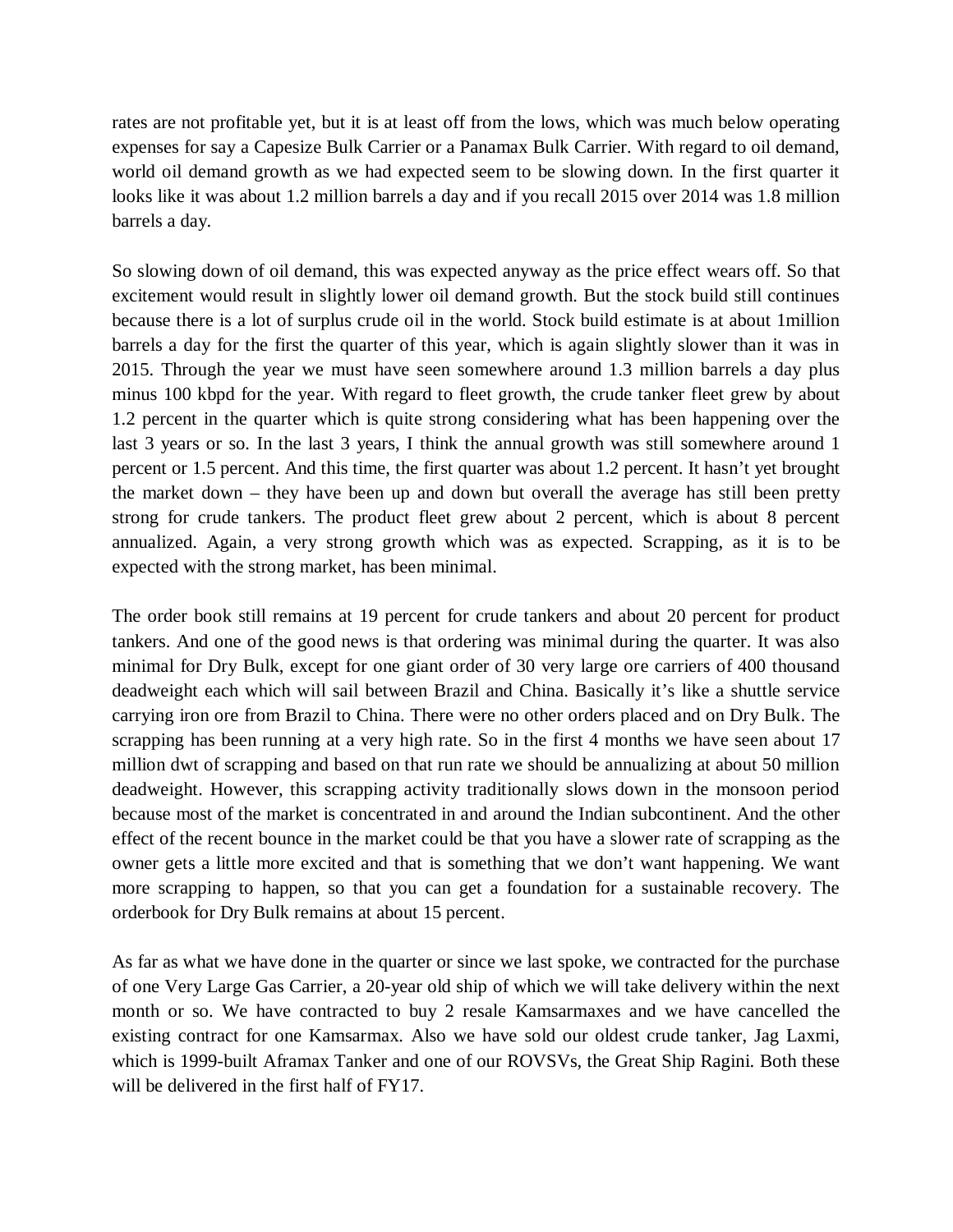rates are not profitable yet, but it is at least off from the lows, which was much below operating expenses for say a Capesize Bulk Carrier or a Panamax Bulk Carrier. With regard to oil demand, world oil demand growth as we had expected seem to be slowing down. In the first quarter it looks like it was about 1.2 million barrels a day and if you recall 2015 over 2014 was 1.8 million barrels a day.

So slowing down of oil demand, this was expected anyway as the price effect wears off. So that excitement would result in slightly lower oil demand growth. But the stock build still continues because there is a lot of surplus crude oil in the world. Stock build estimate is at about 1million barrels a day for the first the quarter of this year, which is again slightly slower than it was in 2015. Through the year we must have seen somewhere around 1.3 million barrels a day plus minus 100 kbpd for the year. With regard to fleet growth, the crude tanker fleet grew by about 1.2 percent in the quarter which is quite strong considering what has been happening over the last 3 years or so. In the last 3 years, I think the annual growth was still somewhere around 1 percent or 1.5 percent. And this time, the first quarter was about 1.2 percent. It hasn't yet brought the market down – they have been up and down but overall the average has still been pretty strong for crude tankers. The product fleet grew about 2 percent, which is about 8 percent annualized. Again, a very strong growth which was as expected. Scrapping, as it is to be expected with the strong market, has been minimal.

The order book still remains at 19 percent for crude tankers and about 20 percent for product tankers. And one of the good news is that ordering was minimal during the quarter. It was also minimal for Dry Bulk, except for one giant order of 30 very large ore carriers of 400 thousand deadweight each which will sail between Brazil and China. Basically it's like a shuttle service carrying iron ore from Brazil to China. There were no other orders placed and on Dry Bulk. The scrapping has been running at a very high rate. So in the first 4 months we have seen about 17 million dwt of scrapping and based on that run rate we should be annualizing at about 50 million deadweight. However, this scrapping activity traditionally slows down in the monsoon period because most of the market is concentrated in and around the Indian subcontinent. And the other effect of the recent bounce in the market could be that you have a slower rate of scrapping as the owner gets a little more excited and that is something that we don't want happening. We want more scrapping to happen, so that you can get a foundation for a sustainable recovery. The orderbook for Dry Bulk remains at about 15 percent.

As far as what we have done in the quarter or since we last spoke, we contracted for the purchase of one Very Large Gas Carrier, a 20-year old ship of which we will take delivery within the next month or so. We have contracted to buy 2 resale Kamsarmaxes and we have cancelled the existing contract for one Kamsarmax. Also we have sold our oldest crude tanker, Jag Laxmi, which is 1999-built Aframax Tanker and one of our ROVSVs, the Great Ship Ragini. Both these will be delivered in the first half of FY17.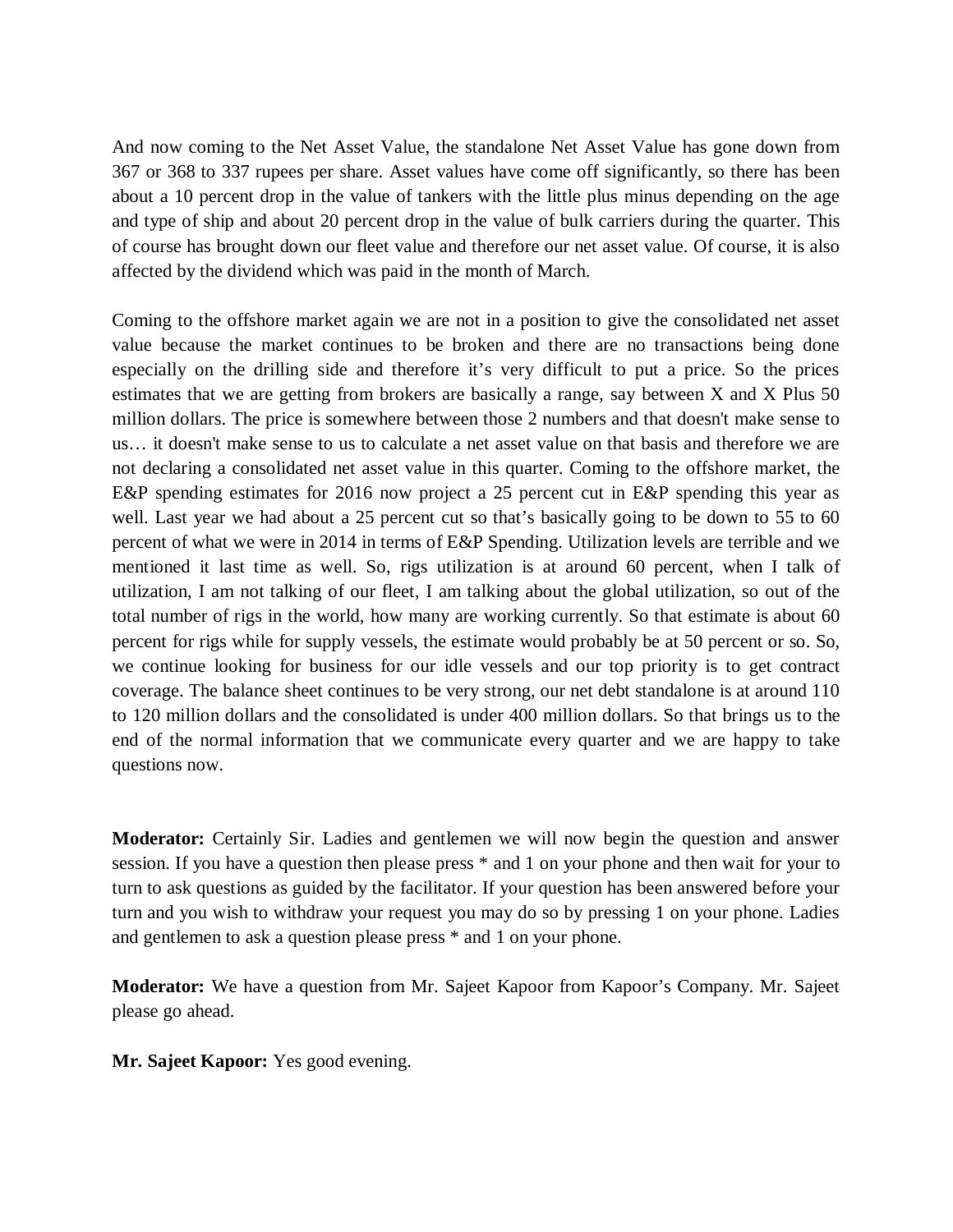And now coming to the Net Asset Value, the standalone Net Asset Value has gone down from 367 or 368 to 337 rupees per share. Asset values have come off significantly, so there has been about a 10 percent drop in the value of tankers with the little plus minus depending on the age and type of ship and about 20 percent drop in the value of bulk carriers during the quarter. This of course has brought down our fleet value and therefore our net asset value. Of course, it is also affected by the dividend which was paid in the month of March.

Coming to the offshore market again we are not in a position to give the consolidated net asset value because the market continues to be broken and there are no transactions being done especially on the drilling side and therefore it's very difficult to put a price. So the prices estimates that we are getting from brokers are basically a range, say between X and X Plus 50 million dollars. The price is somewhere between those 2 numbers and that doesn't make sense to us… it doesn't make sense to us to calculate a net asset value on that basis and therefore we are not declaring a consolidated net asset value in this quarter. Coming to the offshore market, the E&P spending estimates for 2016 now project a 25 percent cut in E&P spending this year as well. Last year we had about a 25 percent cut so that's basically going to be down to 55 to 60 percent of what we were in 2014 in terms of E&P Spending. Utilization levels are terrible and we mentioned it last time as well. So, rigs utilization is at around 60 percent, when I talk of utilization, I am not talking of our fleet, I am talking about the global utilization, so out of the total number of rigs in the world, how many are working currently. So that estimate is about 60 percent for rigs while for supply vessels, the estimate would probably be at 50 percent or so. So, we continue looking for business for our idle vessels and our top priority is to get contract coverage. The balance sheet continues to be very strong, our net debt standalone is at around 110 to 120 million dollars and the consolidated is under 400 million dollars. So that brings us to the end of the normal information that we communicate every quarter and we are happy to take questions now.

**Moderator:** Certainly Sir. Ladies and gentlemen we will now begin the question and answer session. If you have a question then please press * and 1 on your phone and then wait for your to turn to ask questions as guided by the facilitator. If your question has been answered before your turn and you wish to withdraw your request you may do so by pressing 1 on your phone. Ladies and gentlemen to ask a question please press * and 1 on your phone.

**Moderator:** We have a question from Mr. Sajeet Kapoor from Kapoor's Company. Mr. Sajeet please go ahead.

**Mr. Sajeet Kapoor:** Yes good evening.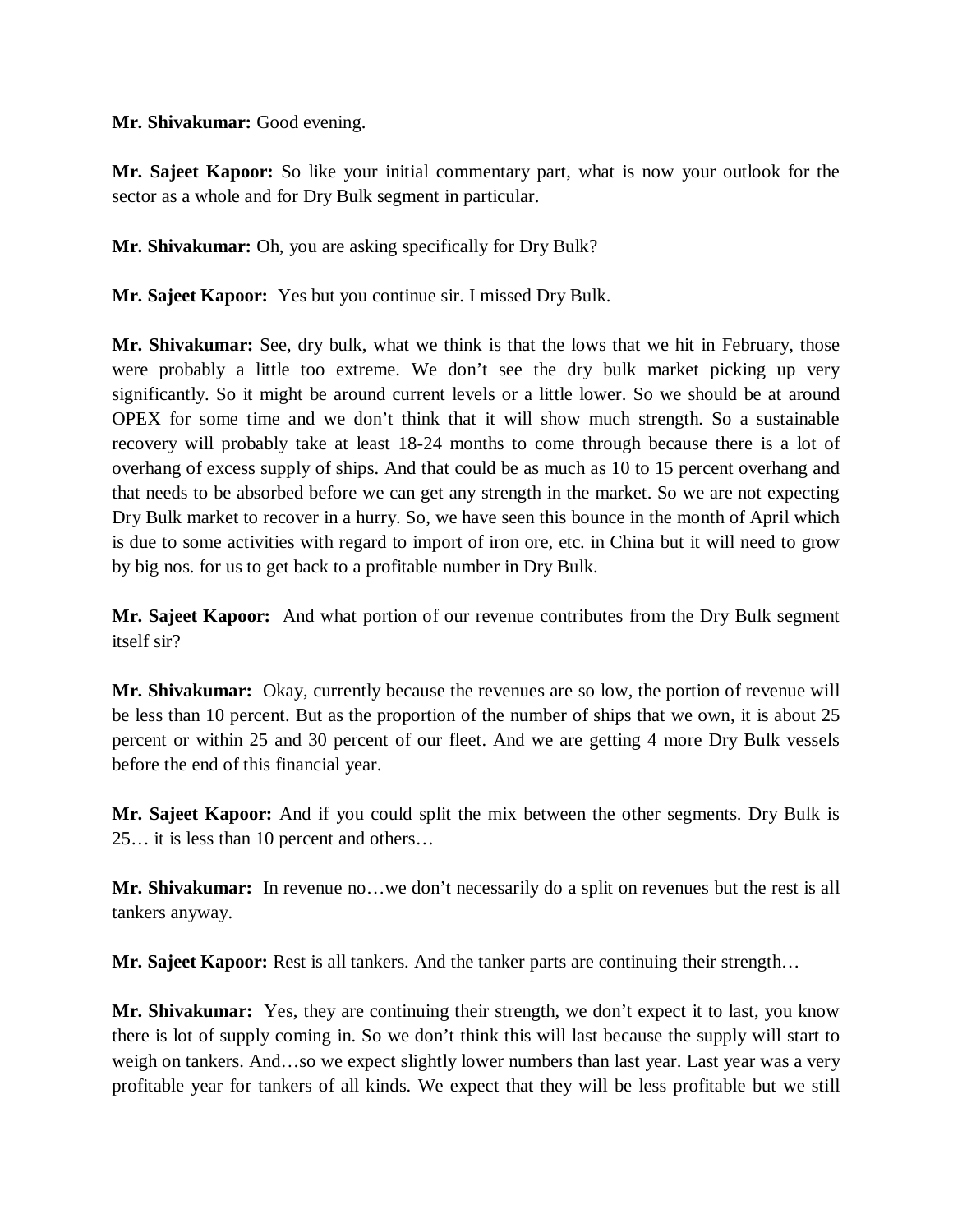**Mr. Shivakumar:** Good evening.

**Mr. Sajeet Kapoor:** So like your initial commentary part, what is now your outlook for the sector as a whole and for Dry Bulk segment in particular.

**Mr. Shivakumar:** Oh, you are asking specifically for Dry Bulk?

**Mr. Sajeet Kapoor:** Yes but you continue sir. I missed Dry Bulk.

**Mr. Shivakumar:** See, dry bulk, what we think is that the lows that we hit in February, those were probably a little too extreme. We don't see the dry bulk market picking up very significantly. So it might be around current levels or a little lower. So we should be at around OPEX for some time and we don't think that it will show much strength. So a sustainable recovery will probably take at least 18-24 months to come through because there is a lot of overhang of excess supply of ships. And that could be as much as 10 to 15 percent overhang and that needs to be absorbed before we can get any strength in the market. So we are not expecting Dry Bulk market to recover in a hurry. So, we have seen this bounce in the month of April which is due to some activities with regard to import of iron ore, etc. in China but it will need to grow by big nos. for us to get back to a profitable number in Dry Bulk.

**Mr. Sajeet Kapoor:** And what portion of our revenue contributes from the Dry Bulk segment itself sir?

**Mr. Shivakumar:** Okay, currently because the revenues are so low, the portion of revenue will be less than 10 percent. But as the proportion of the number of ships that we own, it is about 25 percent or within 25 and 30 percent of our fleet. And we are getting 4 more Dry Bulk vessels before the end of this financial year.

**Mr. Sajeet Kapoor:** And if you could split the mix between the other segments. Dry Bulk is 25… it is less than 10 percent and others…

**Mr. Shivakumar:** In revenue no…we don't necessarily do a split on revenues but the rest is all tankers anyway.

**Mr. Sajeet Kapoor:** Rest is all tankers. And the tanker parts are continuing their strength…

**Mr. Shivakumar:** Yes, they are continuing their strength, we don't expect it to last, you know there is lot of supply coming in. So we don't think this will last because the supply will start to weigh on tankers. And…so we expect slightly lower numbers than last year. Last year was a very profitable year for tankers of all kinds. We expect that they will be less profitable but we still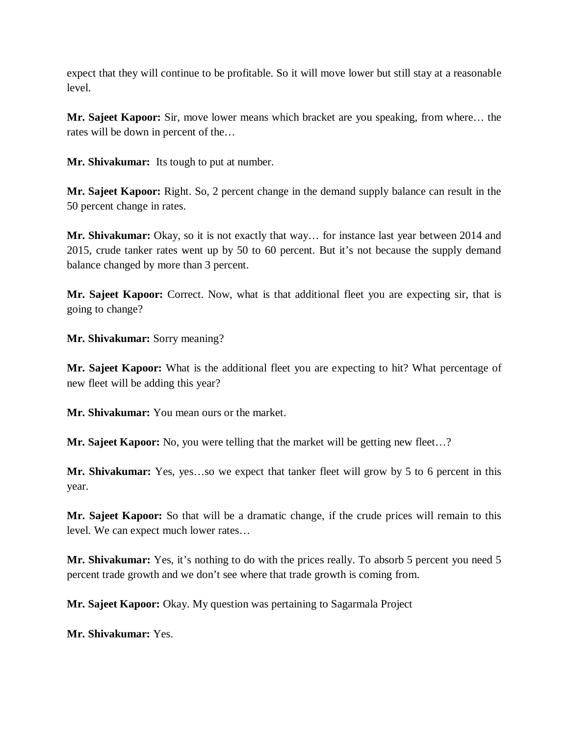expect that they will continue to be profitable. So it will move lower but still stay at a reasonable level.

**Mr. Sajeet Kapoor:** Sir, move lower means which bracket are you speaking, from where… the rates will be down in percent of the…

**Mr. Shivakumar:** Its tough to put at number.

**Mr. Sajeet Kapoor:** Right. So, 2 percent change in the demand supply balance can result in the 50 percent change in rates.

**Mr. Shivakumar:** Okay, so it is not exactly that way… for instance last year between 2014 and 2015, crude tanker rates went up by 50 to 60 percent. But it's not because the supply demand balance changed by more than 3 percent.

**Mr. Sajeet Kapoor:** Correct. Now, what is that additional fleet you are expecting sir, that is going to change?

**Mr. Shivakumar:** Sorry meaning?

**Mr. Sajeet Kapoor:** What is the additional fleet you are expecting to hit? What percentage of new fleet will be adding this year?

**Mr. Shivakumar:** You mean ours or the market.

**Mr. Sajeet Kapoor:** No, you were telling that the market will be getting new fleet…?

**Mr. Shivakumar:** Yes, yes…so we expect that tanker fleet will grow by 5 to 6 percent in this year.

**Mr. Sajeet Kapoor:** So that will be a dramatic change, if the crude prices will remain to this level. We can expect much lower rates…

**Mr. Shivakumar:** Yes, it's nothing to do with the prices really. To absorb 5 percent you need 5 percent trade growth and we don't see where that trade growth is coming from.

**Mr. Sajeet Kapoor:** Okay. My question was pertaining to Sagarmala Project

**Mr. Shivakumar:** Yes.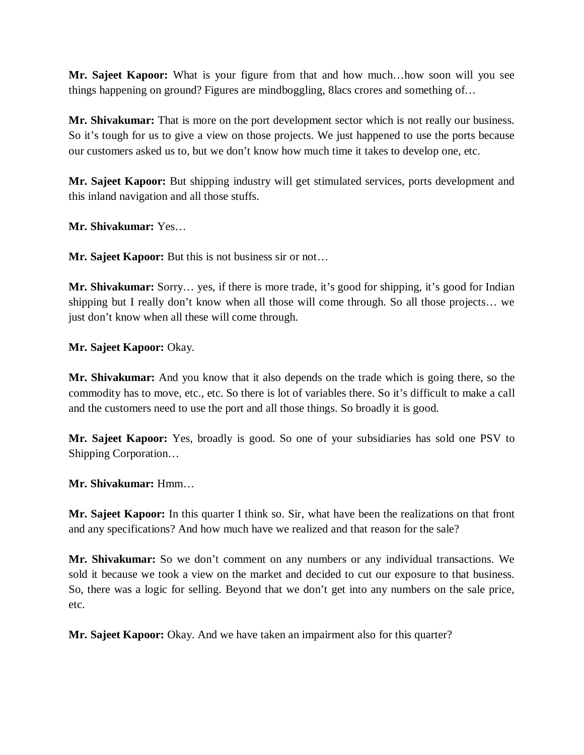**Mr. Sajeet Kapoor:** What is your figure from that and how much…how soon will you see things happening on ground? Figures are mindboggling, 8lacs crores and something of…

**Mr. Shivakumar:** That is more on the port development sector which is not really our business. So it's tough for us to give a view on those projects. We just happened to use the ports because our customers asked us to, but we don't know how much time it takes to develop one, etc.

**Mr. Sajeet Kapoor:** But shipping industry will get stimulated services, ports development and this inland navigation and all those stuffs.

**Mr. Shivakumar:** Yes…

**Mr. Sajeet Kapoor:** But this is not business sir or not…

**Mr. Shivakumar:** Sorry… yes, if there is more trade, it's good for shipping, it's good for Indian shipping but I really don't know when all those will come through. So all those projects… we just don't know when all these will come through.

**Mr. Sajeet Kapoor:** Okay.

**Mr. Shivakumar:** And you know that it also depends on the trade which is going there, so the commodity has to move, etc., etc. So there is lot of variables there. So it's difficult to make a call and the customers need to use the port and all those things. So broadly it is good.

**Mr. Sajeet Kapoor:** Yes, broadly is good. So one of your subsidiaries has sold one PSV to Shipping Corporation…

**Mr. Shivakumar:** Hmm…

**Mr. Sajeet Kapoor:** In this quarter I think so. Sir, what have been the realizations on that front and any specifications? And how much have we realized and that reason for the sale?

**Mr. Shivakumar:** So we don't comment on any numbers or any individual transactions. We sold it because we took a view on the market and decided to cut our exposure to that business. So, there was a logic for selling. Beyond that we don't get into any numbers on the sale price, etc.

**Mr. Sajeet Kapoor:** Okay. And we have taken an impairment also for this quarter?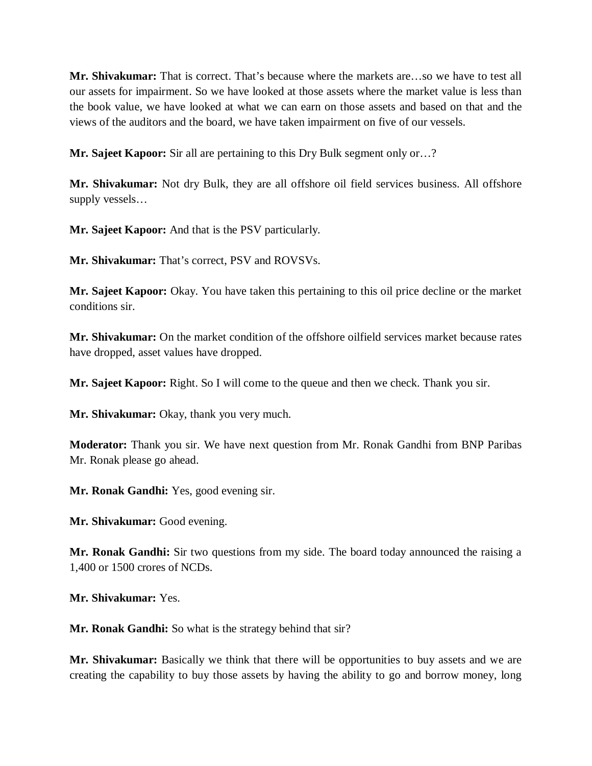**Mr. Shivakumar:** That is correct. That's because where the markets are…so we have to test all our assets for impairment. So we have looked at those assets where the market value is less than the book value, we have looked at what we can earn on those assets and based on that and the views of the auditors and the board, we have taken impairment on five of our vessels.

**Mr. Sajeet Kapoor:** Sir all are pertaining to this Dry Bulk segment only or…?

**Mr. Shivakumar:** Not dry Bulk, they are all offshore oil field services business. All offshore supply vessels…

**Mr. Sajeet Kapoor:** And that is the PSV particularly.

**Mr. Shivakumar:** That's correct, PSV and ROVSVs.

**Mr. Sajeet Kapoor:** Okay. You have taken this pertaining to this oil price decline or the market conditions sir.

**Mr. Shivakumar:** On the market condition of the offshore oilfield services market because rates have dropped, asset values have dropped.

**Mr. Sajeet Kapoor:** Right. So I will come to the queue and then we check. Thank you sir.

**Mr. Shivakumar:** Okay, thank you very much.

**Moderator:** Thank you sir. We have next question from Mr. Ronak Gandhi from BNP Paribas Mr. Ronak please go ahead.

**Mr. Ronak Gandhi:** Yes, good evening sir.

**Mr. Shivakumar:** Good evening.

**Mr. Ronak Gandhi:** Sir two questions from my side. The board today announced the raising a 1,400 or 1500 crores of NCDs.

**Mr. Shivakumar:** Yes.

**Mr. Ronak Gandhi:** So what is the strategy behind that sir?

**Mr. Shivakumar:** Basically we think that there will be opportunities to buy assets and we are creating the capability to buy those assets by having the ability to go and borrow money, long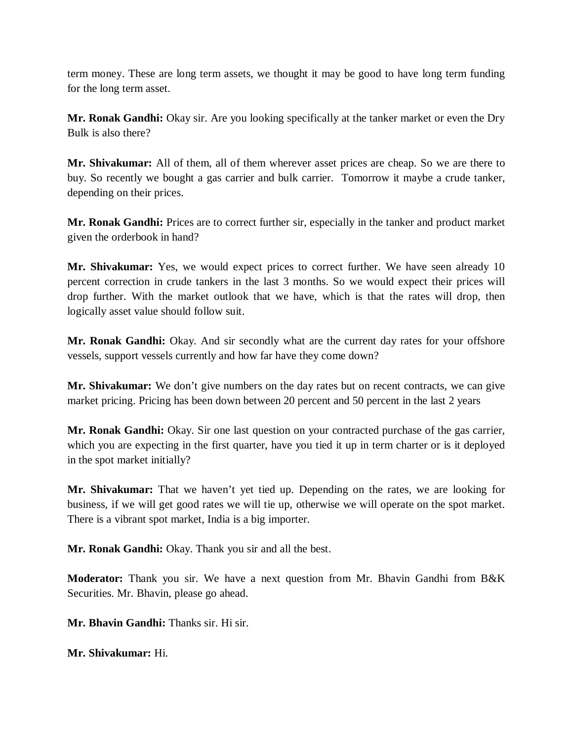term money. These are long term assets, we thought it may be good to have long term funding for the long term asset.

**Mr. Ronak Gandhi:** Okay sir. Are you looking specifically at the tanker market or even the Dry Bulk is also there?

**Mr. Shivakumar:** All of them, all of them wherever asset prices are cheap. So we are there to buy. So recently we bought a gas carrier and bulk carrier. Tomorrow it maybe a crude tanker, depending on their prices.

**Mr. Ronak Gandhi:** Prices are to correct further sir, especially in the tanker and product market given the orderbook in hand?

**Mr. Shivakumar:** Yes, we would expect prices to correct further. We have seen already 10 percent correction in crude tankers in the last 3 months. So we would expect their prices will drop further. With the market outlook that we have, which is that the rates will drop, then logically asset value should follow suit.

**Mr. Ronak Gandhi:** Okay. And sir secondly what are the current day rates for your offshore vessels, support vessels currently and how far have they come down?

**Mr. Shivakumar:** We don't give numbers on the day rates but on recent contracts, we can give market pricing. Pricing has been down between 20 percent and 50 percent in the last 2 years

**Mr. Ronak Gandhi:** Okay. Sir one last question on your contracted purchase of the gas carrier, which you are expecting in the first quarter, have you tied it up in term charter or is it deployed in the spot market initially?

**Mr. Shivakumar:** That we haven't yet tied up. Depending on the rates, we are looking for business, if we will get good rates we will tie up, otherwise we will operate on the spot market. There is a vibrant spot market, India is a big importer.

**Mr. Ronak Gandhi:** Okay. Thank you sir and all the best.

**Moderator:** Thank you sir. We have a next question from Mr. Bhavin Gandhi from B&K Securities. Mr. Bhavin, please go ahead.

**Mr. Bhavin Gandhi:** Thanks sir. Hi sir.

**Mr. Shivakumar:** Hi.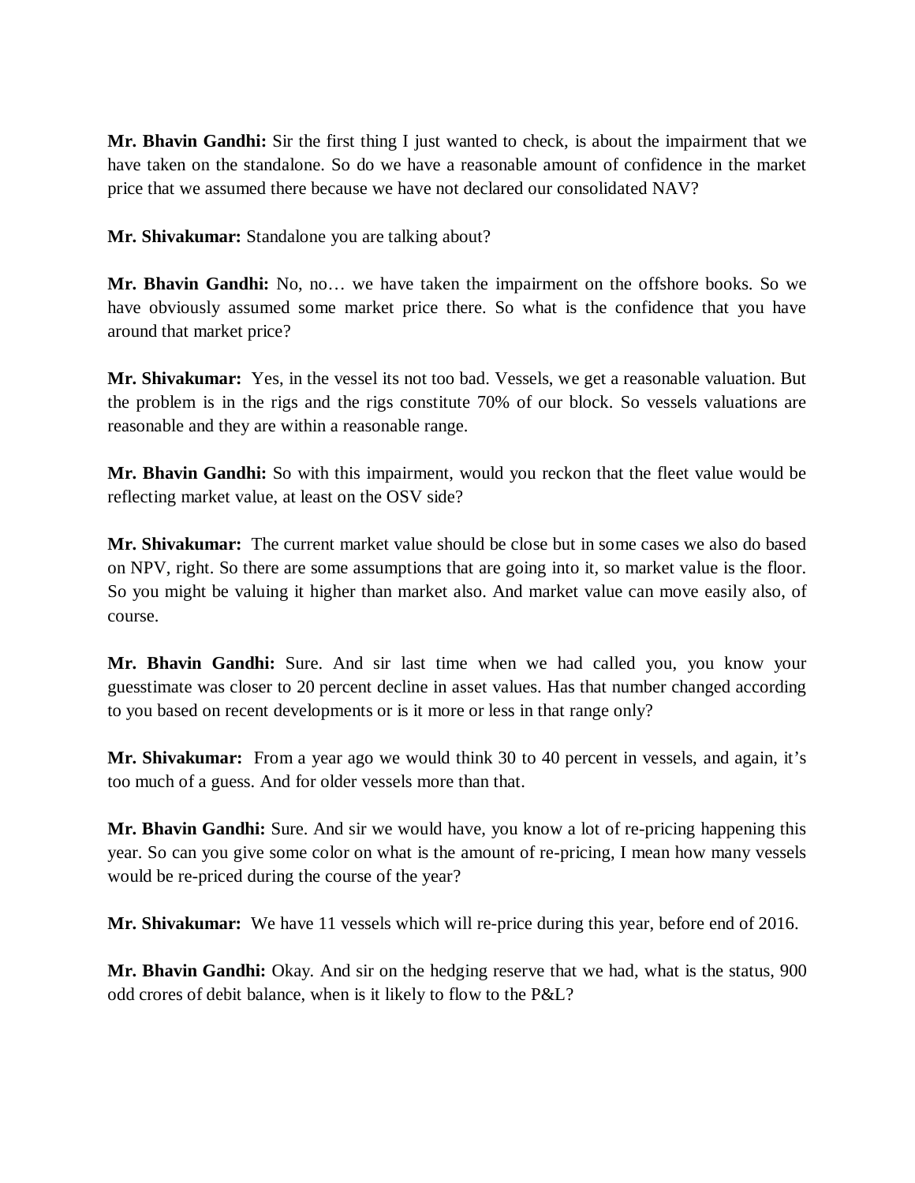**Mr. Bhavin Gandhi:** Sir the first thing I just wanted to check, is about the impairment that we have taken on the standalone. So do we have a reasonable amount of confidence in the market price that we assumed there because we have not declared our consolidated NAV?

**Mr. Shivakumar:** Standalone you are talking about?

**Mr. Bhavin Gandhi:** No, no… we have taken the impairment on the offshore books. So we have obviously assumed some market price there. So what is the confidence that you have around that market price?

**Mr. Shivakumar:** Yes, in the vessel its not too bad. Vessels, we get a reasonable valuation. But the problem is in the rigs and the rigs constitute 70% of our block. So vessels valuations are reasonable and they are within a reasonable range.

**Mr. Bhavin Gandhi:** So with this impairment, would you reckon that the fleet value would be reflecting market value, at least on the OSV side?

**Mr. Shivakumar:** The current market value should be close but in some cases we also do based on NPV, right. So there are some assumptions that are going into it, so market value is the floor. So you might be valuing it higher than market also. And market value can move easily also, of course.

**Mr. Bhavin Gandhi:** Sure. And sir last time when we had called you, you know your guesstimate was closer to 20 percent decline in asset values. Has that number changed according to you based on recent developments or is it more or less in that range only?

**Mr. Shivakumar:** From a year ago we would think 30 to 40 percent in vessels, and again, it's too much of a guess. And for older vessels more than that.

**Mr. Bhavin Gandhi:** Sure. And sir we would have, you know a lot of re-pricing happening this year. So can you give some color on what is the amount of re-pricing, I mean how many vessels would be re-priced during the course of the year?

**Mr. Shivakumar:** We have 11 vessels which will re-price during this year, before end of 2016.

**Mr. Bhavin Gandhi:** Okay. And sir on the hedging reserve that we had, what is the status, 900 odd crores of debit balance, when is it likely to flow to the P&L?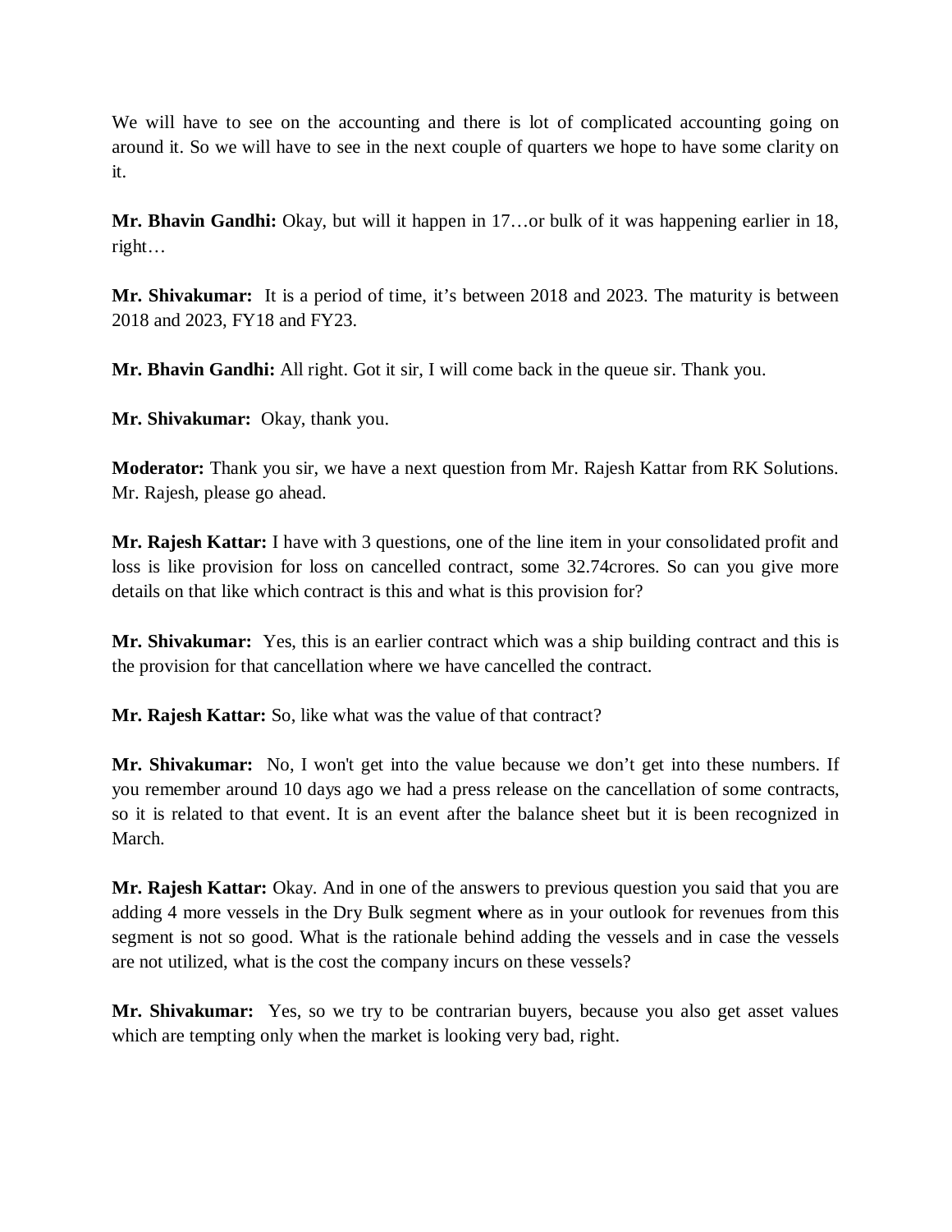We will have to see on the accounting and there is lot of complicated accounting going on around it. So we will have to see in the next couple of quarters we hope to have some clarity on it.

**Mr. Bhavin Gandhi:** Okay, but will it happen in 17…or bulk of it was happening earlier in 18, right…

**Mr. Shivakumar:** It is a period of time, it's between 2018 and 2023. The maturity is between 2018 and 2023, FY18 and FY23.

**Mr. Bhavin Gandhi:** All right. Got it sir, I will come back in the queue sir. Thank you.

**Mr. Shivakumar:** Okay, thank you.

**Moderator:** Thank you sir, we have a next question from Mr. Rajesh Kattar from RK Solutions. Mr. Rajesh, please go ahead.

**Mr. Rajesh Kattar:** I have with 3 questions, one of the line item in your consolidated profit and loss is like provision for loss on cancelled contract, some 32.74crores. So can you give more details on that like which contract is this and what is this provision for?

**Mr. Shivakumar:** Yes, this is an earlier contract which was a ship building contract and this is the provision for that cancellation where we have cancelled the contract.

**Mr. Rajesh Kattar:** So, like what was the value of that contract?

**Mr. Shivakumar:** No, I won't get into the value because we don't get into these numbers. If you remember around 10 days ago we had a press release on the cancellation of some contracts, so it is related to that event. It is an event after the balance sheet but it is been recognized in March.

**Mr. Rajesh Kattar:** Okay. And in one of the answers to previous question you said that you are adding 4 more vessels in the Dry Bulk segment where as in your outlook for revenues from this segment is not so good. What is the rationale behind adding the vessels and in case the vessels are not utilized, what is the cost the company incurs on these vessels?

**Mr. Shivakumar:** Yes, so we try to be contrarian buyers, because you also get asset values which are tempting only when the market is looking very bad, right.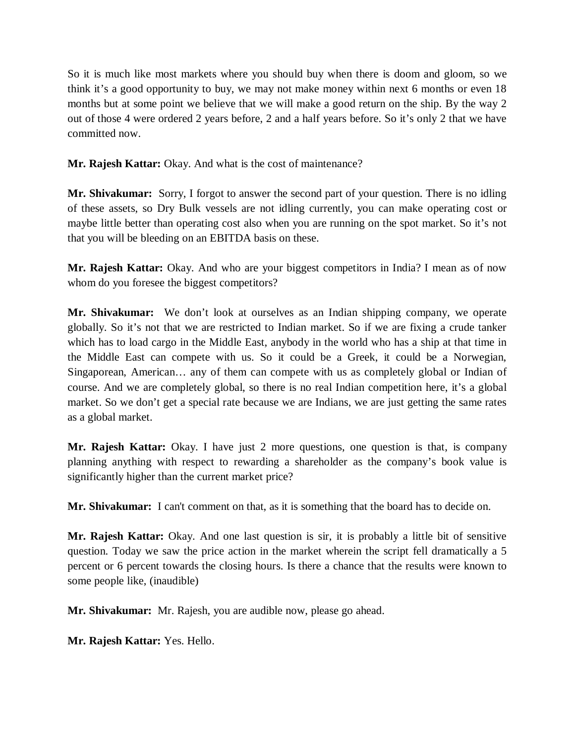So it is much like most markets where you should buy when there is doom and gloom, so we think it's a good opportunity to buy, we may not make money within next 6 months or even 18 months but at some point we believe that we will make a good return on the ship. By the way 2 out of those 4 were ordered 2 years before, 2 and a half years before. So it's only 2 that we have committed now.

**Mr. Rajesh Kattar:** Okay. And what is the cost of maintenance?

**Mr. Shivakumar:** Sorry, I forgot to answer the second part of your question. There is no idling of these assets, so Dry Bulk vessels are not idling currently, you can make operating cost or maybe little better than operating cost also when you are running on the spot market. So it's not that you will be bleeding on an EBITDA basis on these.

**Mr. Rajesh Kattar:** Okay. And who are your biggest competitors in India? I mean as of now whom do you foresee the biggest competitors?

**Mr. Shivakumar:** We don't look at ourselves as an Indian shipping company, we operate globally. So it's not that we are restricted to Indian market. So if we are fixing a crude tanker which has to load cargo in the Middle East, anybody in the world who has a ship at that time in the Middle East can compete with us. So it could be a Greek, it could be a Norwegian, Singaporean, American… any of them can compete with us as completely global or Indian of course. And we are completely global, so there is no real Indian competition here, it's a global market. So we don't get a special rate because we are Indians, we are just getting the same rates as a global market.

**Mr. Rajesh Kattar:** Okay. I have just 2 more questions, one question is that, is company planning anything with respect to rewarding a shareholder as the company's book value is significantly higher than the current market price?

**Mr. Shivakumar:** I can't comment on that, as it is something that the board has to decide on.

**Mr. Rajesh Kattar:** Okay. And one last question is sir, it is probably a little bit of sensitive question. Today we saw the price action in the market wherein the script fell dramatically a 5 percent or 6 percent towards the closing hours. Is there a chance that the results were known to some people like, (inaudible)

**Mr. Shivakumar:** Mr. Rajesh, you are audible now, please go ahead.

**Mr. Rajesh Kattar:** Yes. Hello.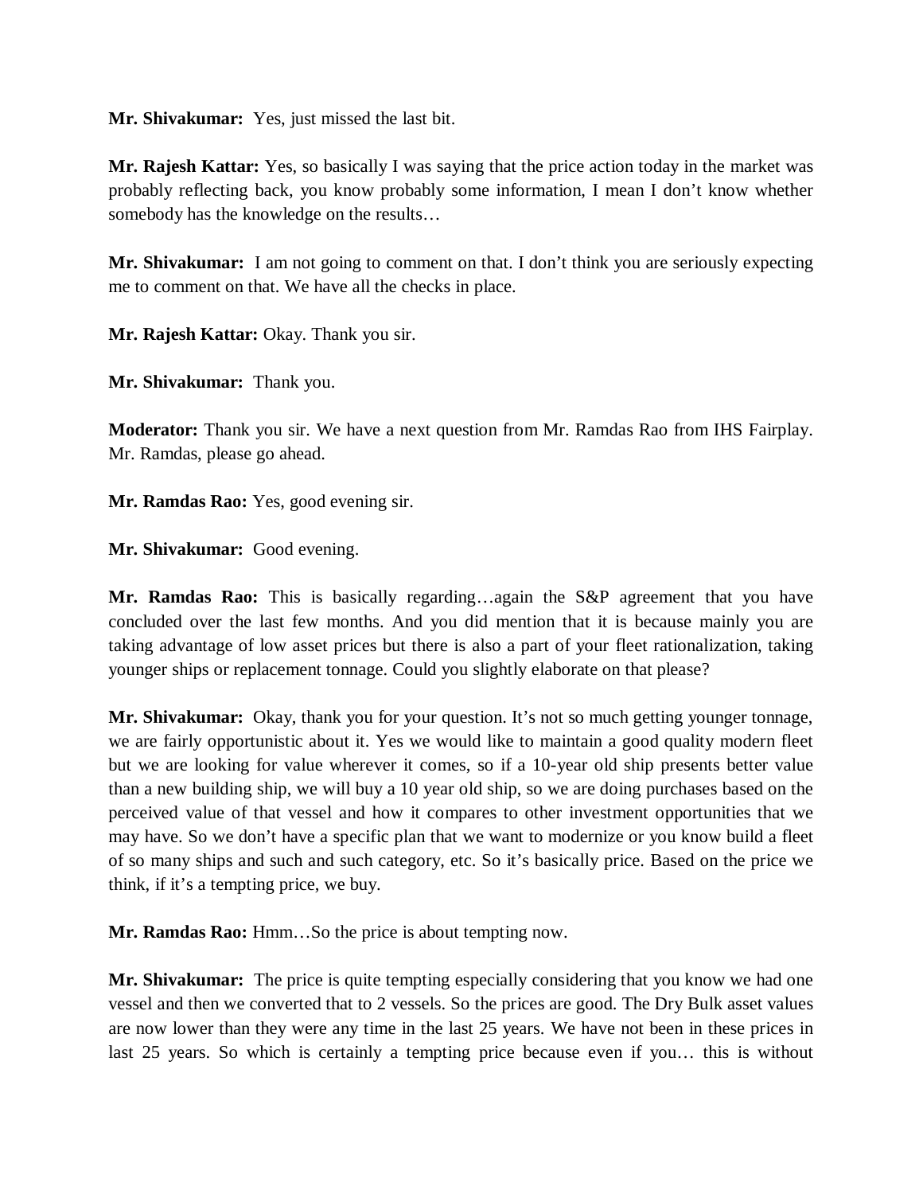**Mr. Shivakumar:** Yes, just missed the last bit.

**Mr. Rajesh Kattar:** Yes, so basically I was saying that the price action today in the market was probably reflecting back, you know probably some information, I mean I don't know whether somebody has the knowledge on the results…

**Mr. Shivakumar:** I am not going to comment on that. I don't think you are seriously expecting me to comment on that. We have all the checks in place.

**Mr. Rajesh Kattar:** Okay. Thank you sir.

**Mr. Shivakumar:** Thank you.

**Moderator:** Thank you sir. We have a next question from Mr. Ramdas Rao from IHS Fairplay. Mr. Ramdas, please go ahead.

**Mr. Ramdas Rao:** Yes, good evening sir.

**Mr. Shivakumar:** Good evening.

**Mr. Ramdas Rao:** This is basically regarding…again the S&P agreement that you have concluded over the last few months. And you did mention that it is because mainly you are taking advantage of low asset prices but there is also a part of your fleet rationalization, taking younger ships or replacement tonnage. Could you slightly elaborate on that please?

**Mr. Shivakumar:** Okay, thank you for your question. It's not so much getting younger tonnage, we are fairly opportunistic about it. Yes we would like to maintain a good quality modern fleet but we are looking for value wherever it comes, so if a 10-year old ship presents better value than a new building ship, we will buy a 10 year old ship, so we are doing purchases based on the perceived value of that vessel and how it compares to other investment opportunities that we may have. So we don't have a specific plan that we want to modernize or you know build a fleet of so many ships and such and such category, etc. So it's basically price. Based on the price we think, if it's a tempting price, we buy.

**Mr. Ramdas Rao:** Hmm…So the price is about tempting now.

**Mr. Shivakumar:** The price is quite tempting especially considering that you know we had one vessel and then we converted that to 2 vessels. So the prices are good. The Dry Bulk asset values are now lower than they were any time in the last 25 years. We have not been in these prices in last 25 years. So which is certainly a tempting price because even if you… this is without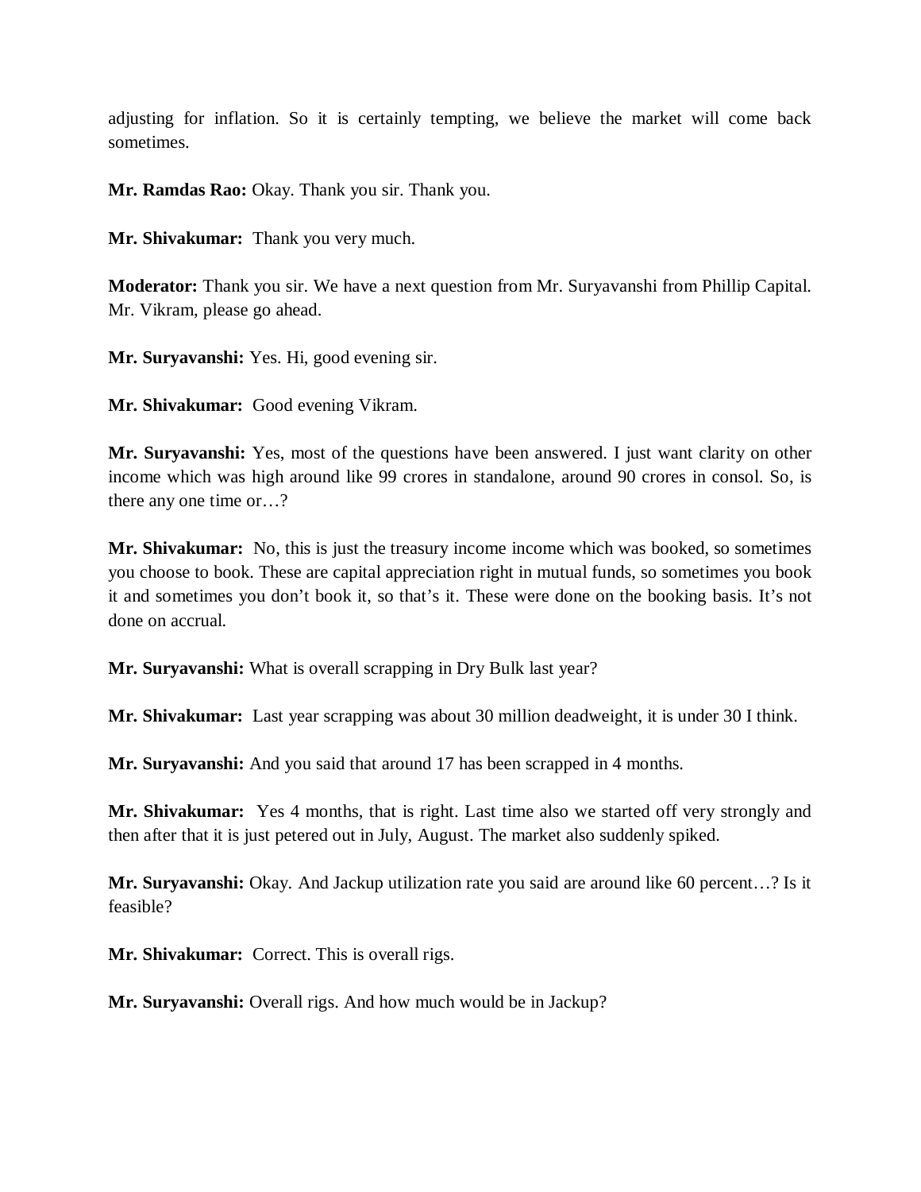adjusting for inflation. So it is certainly tempting, we believe the market will come back sometimes.

**Mr. Ramdas Rao:** Okay. Thank you sir. Thank you.

**Mr. Shivakumar:** Thank you very much.

**Moderator:** Thank you sir. We have a next question from Mr. Suryavanshi from Phillip Capital. Mr. Vikram, please go ahead.

**Mr. Suryavanshi:** Yes. Hi, good evening sir.

**Mr. Shivakumar:** Good evening Vikram.

**Mr. Suryavanshi:** Yes, most of the questions have been answered. I just want clarity on other income which was high around like 99 crores in standalone, around 90 crores in consol. So, is there any one time or…?

**Mr. Shivakumar:** No, this is just the treasury income income which was booked, so sometimes you choose to book. These are capital appreciation right in mutual funds, so sometimes you book it and sometimes you don't book it, so that's it. These were done on the booking basis. It's not done on accrual.

**Mr. Suryavanshi:** What is overall scrapping in Dry Bulk last year?

**Mr. Shivakumar:** Last year scrapping was about 30 million deadweight, it is under 30 I think.

**Mr. Suryavanshi:** And you said that around 17 has been scrapped in 4 months.

**Mr. Shivakumar:** Yes 4 months, that is right. Last time also we started off very strongly and then after that it is just petered out in July, August. The market also suddenly spiked.

**Mr. Suryavanshi:** Okay. And Jackup utilization rate you said are around like 60 percent…? Is it feasible?

**Mr. Shivakumar:** Correct. This is overall rigs.

**Mr. Suryavanshi:** Overall rigs. And how much would be in Jackup?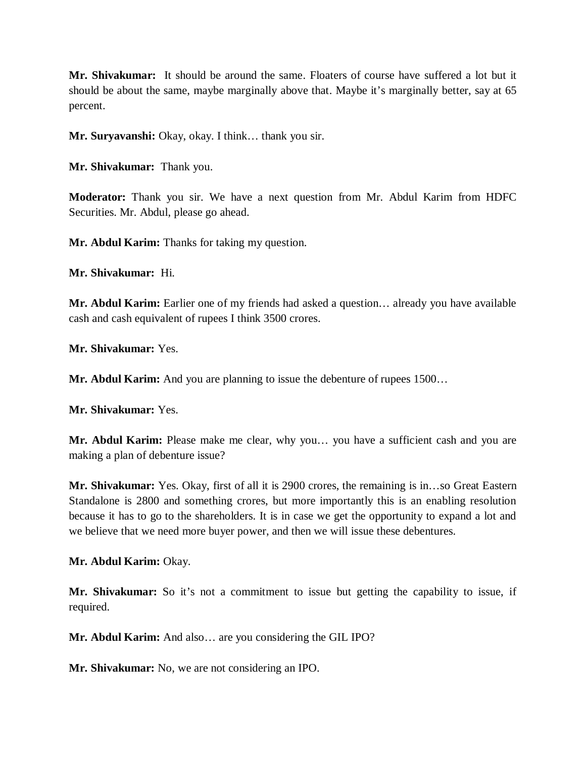**Mr. Shivakumar:** It should be around the same. Floaters of course have suffered a lot but it should be about the same, maybe marginally above that. Maybe it's marginally better, say at 65 percent.

**Mr. Suryavanshi:** Okay, okay. I think… thank you sir.

**Mr. Shivakumar:** Thank you.

**Moderator:** Thank you sir. We have a next question from Mr. Abdul Karim from HDFC Securities. Mr. Abdul, please go ahead.

**Mr. Abdul Karim:** Thanks for taking my question.

**Mr. Shivakumar:** Hi.

**Mr. Abdul Karim:** Earlier one of my friends had asked a question… already you have available cash and cash equivalent of rupees I think 3500 crores.

**Mr. Shivakumar:** Yes.

**Mr. Abdul Karim:** And you are planning to issue the debenture of rupees 1500…

**Mr. Shivakumar:** Yes.

**Mr. Abdul Karim:** Please make me clear, why you… you have a sufficient cash and you are making a plan of debenture issue?

**Mr. Shivakumar:** Yes. Okay, first of all it is 2900 crores, the remaining is in…so Great Eastern Standalone is 2800 and something crores, but more importantly this is an enabling resolution because it has to go to the shareholders. It is in case we get the opportunity to expand a lot and we believe that we need more buyer power, and then we will issue these debentures.

**Mr. Abdul Karim:** Okay.

**Mr. Shivakumar:** So it's not a commitment to issue but getting the capability to issue, if required.

**Mr. Abdul Karim:** And also… are you considering the GIL IPO?

**Mr. Shivakumar:** No, we are not considering an IPO.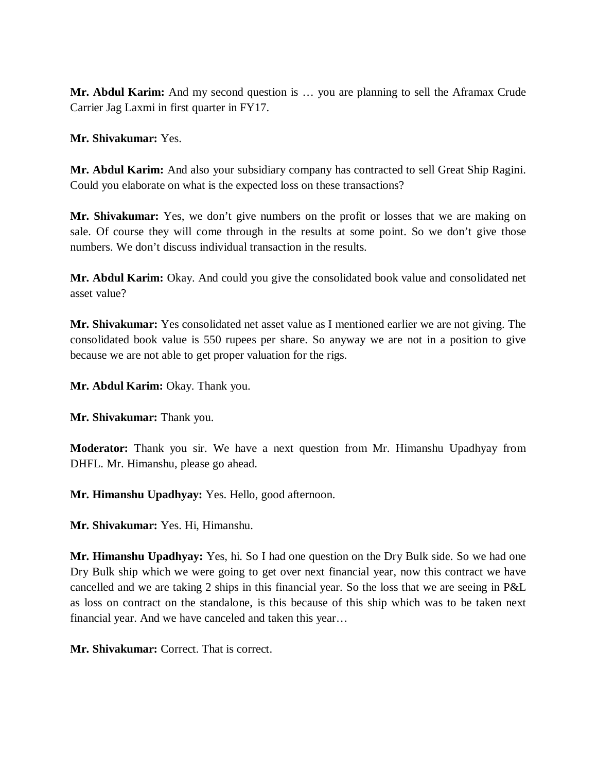**Mr. Abdul Karim:** And my second question is … you are planning to sell the Aframax Crude Carrier Jag Laxmi in first quarter in FY17.

**Mr. Shivakumar:** Yes.

**Mr. Abdul Karim:** And also your subsidiary company has contracted to sell Great Ship Ragini. Could you elaborate on what is the expected loss on these transactions?

**Mr. Shivakumar:** Yes, we don't give numbers on the profit or losses that we are making on sale. Of course they will come through in the results at some point. So we don't give those numbers. We don't discuss individual transaction in the results.

**Mr. Abdul Karim:** Okay. And could you give the consolidated book value and consolidated net asset value?

**Mr. Shivakumar:** Yes consolidated net asset value as I mentioned earlier we are not giving. The consolidated book value is 550 rupees per share. So anyway we are not in a position to give because we are not able to get proper valuation for the rigs.

**Mr. Abdul Karim:** Okay. Thank you.

**Mr. Shivakumar:** Thank you.

**Moderator:** Thank you sir. We have a next question from Mr. Himanshu Upadhyay from DHFL. Mr. Himanshu, please go ahead.

**Mr. Himanshu Upadhyay:** Yes. Hello, good afternoon.

**Mr. Shivakumar:** Yes. Hi, Himanshu.

**Mr. Himanshu Upadhyay:** Yes, hi. So I had one question on the Dry Bulk side. So we had one Dry Bulk ship which we were going to get over next financial year, now this contract we have cancelled and we are taking 2 ships in this financial year. So the loss that we are seeing in P&L as loss on contract on the standalone, is this because of this ship which was to be taken next financial year. And we have canceled and taken this year…

**Mr. Shivakumar:** Correct. That is correct.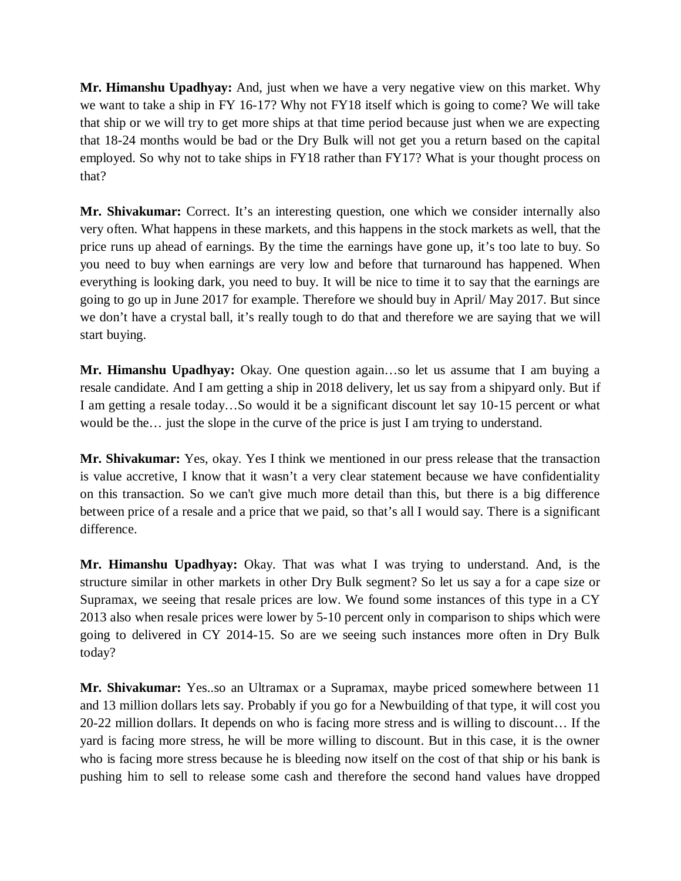**Mr. Himanshu Upadhyay:** And, just when we have a very negative view on this market. Why we want to take a ship in FY 16-17? Why not FY18 itself which is going to come? We will take that ship or we will try to get more ships at that time period because just when we are expecting that 18-24 months would be bad or the Dry Bulk will not get you a return based on the capital employed. So why not to take ships in FY18 rather than FY17? What is your thought process on that?

**Mr. Shivakumar:** Correct. It's an interesting question, one which we consider internally also very often. What happens in these markets, and this happens in the stock markets as well, that the price runs up ahead of earnings. By the time the earnings have gone up, it's too late to buy. So you need to buy when earnings are very low and before that turnaround has happened. When everything is looking dark, you need to buy. It will be nice to time it to say that the earnings are going to go up in June 2017 for example. Therefore we should buy in April/ May 2017. But since we don't have a crystal ball, it's really tough to do that and therefore we are saying that we will start buying.

**Mr. Himanshu Upadhyay:** Okay. One question again…so let us assume that I am buying a resale candidate. And I am getting a ship in 2018 delivery, let us say from a shipyard only. But if I am getting a resale today…So would it be a significant discount let say 10-15 percent or what would be the… just the slope in the curve of the price is just I am trying to understand.

**Mr. Shivakumar:** Yes, okay. Yes I think we mentioned in our press release that the transaction is value accretive, I know that it wasn't a very clear statement because we have confidentiality on this transaction. So we can't give much more detail than this, but there is a big difference between price of a resale and a price that we paid, so that's all I would say. There is a significant difference.

**Mr. Himanshu Upadhyay:** Okay. That was what I was trying to understand. And, is the structure similar in other markets in other Dry Bulk segment? So let us say a for a cape size or Supramax, we seeing that resale prices are low. We found some instances of this type in a CY 2013 also when resale prices were lower by 5-10 percent only in comparison to ships which were going to delivered in CY 2014-15. So are we seeing such instances more often in Dry Bulk today?

**Mr. Shivakumar:** Yes..so an Ultramax or a Supramax, maybe priced somewhere between 11 and 13 million dollars lets say. Probably if you go for a Newbuilding of that type, it will cost you 20-22 million dollars. It depends on who is facing more stress and is willing to discount… If the yard is facing more stress, he will be more willing to discount. But in this case, it is the owner who is facing more stress because he is bleeding now itself on the cost of that ship or his bank is pushing him to sell to release some cash and therefore the second hand values have dropped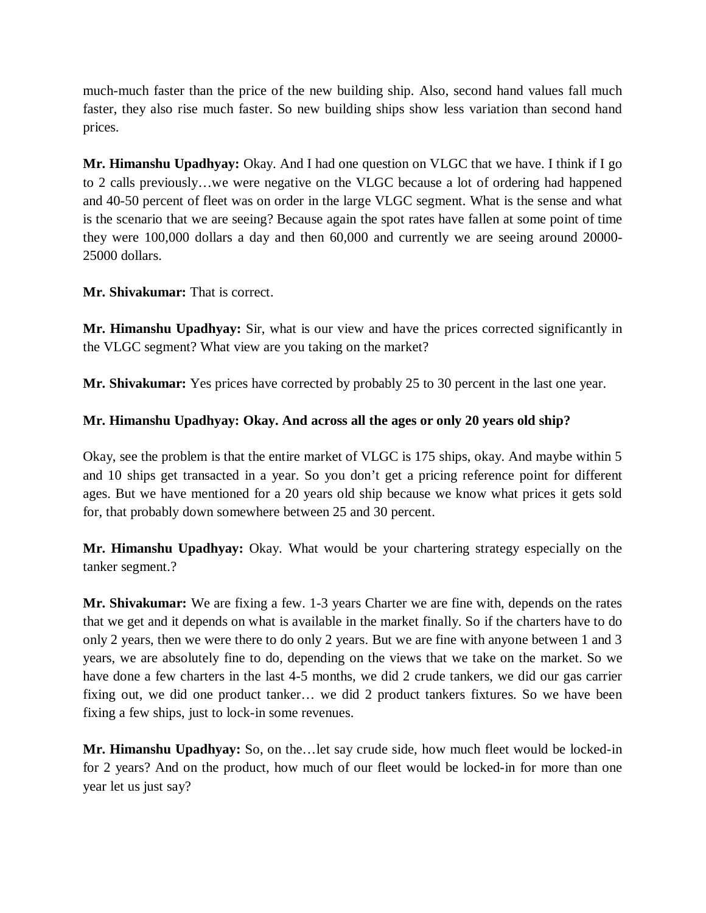much-much faster than the price of the new building ship. Also, second hand values fall much faster, they also rise much faster. So new building ships show less variation than second hand prices.

**Mr. Himanshu Upadhyay:** Okay. And I had one question on VLGC that we have. I think if I go to 2 calls previously…we were negative on the VLGC because a lot of ordering had happened and 40-50 percent of fleet was on order in the large VLGC segment. What is the sense and what is the scenario that we are seeing? Because again the spot rates have fallen at some point of time they were 100,000 dollars a day and then 60,000 and currently we are seeing around 20000-25000 dollars.

**Mr. Shivakumar:** That is correct.

**Mr. Himanshu Upadhyay:** Sir, what is our view and have the prices corrected significantly in the VLGC segment? What view are you taking on the market?

**Mr. Shivakumar:** Yes prices have corrected by probably 25 to 30 percent in the last one year.

**Mr. Himanshu Upadhyay: Okay. And across all the ages or only 20 years old ship?**

Okay, see the problem is that the entire market of VLGC is 175 ships, okay. And maybe within 5 and 10 ships get transacted in a year. So you don't get a pricing reference point for different ages. But we have mentioned for a 20 years old ship because we know what prices it gets sold for, that probably down somewhere between 25 and 30 percent.

**Mr. Himanshu Upadhyay:** Okay. What would be your chartering strategy especially on the tanker segment.?

**Mr. Shivakumar:** We are fixing a few. 1-3 years Charter we are fine with, depends on the rates that we get and it depends on what is available in the market finally. So if the charters have to do only 2 years, then we were there to do only 2 years. But we are fine with anyone between 1 and 3 years, we are absolutely fine to do, depending on the views that we take on the market. So we have done a few charters in the last 4-5 months, we did 2 crude tankers, we did our gas carrier fixing out, we did one product tanker… we did 2 product tankers fixtures. So we have been fixing a few ships, just to lock-in some revenues.

**Mr. Himanshu Upadhyay:** So, on the…let say crude side, how much fleet would be locked-in for 2 years? And on the product, how much of our fleet would be locked-in for more than one year let us just say?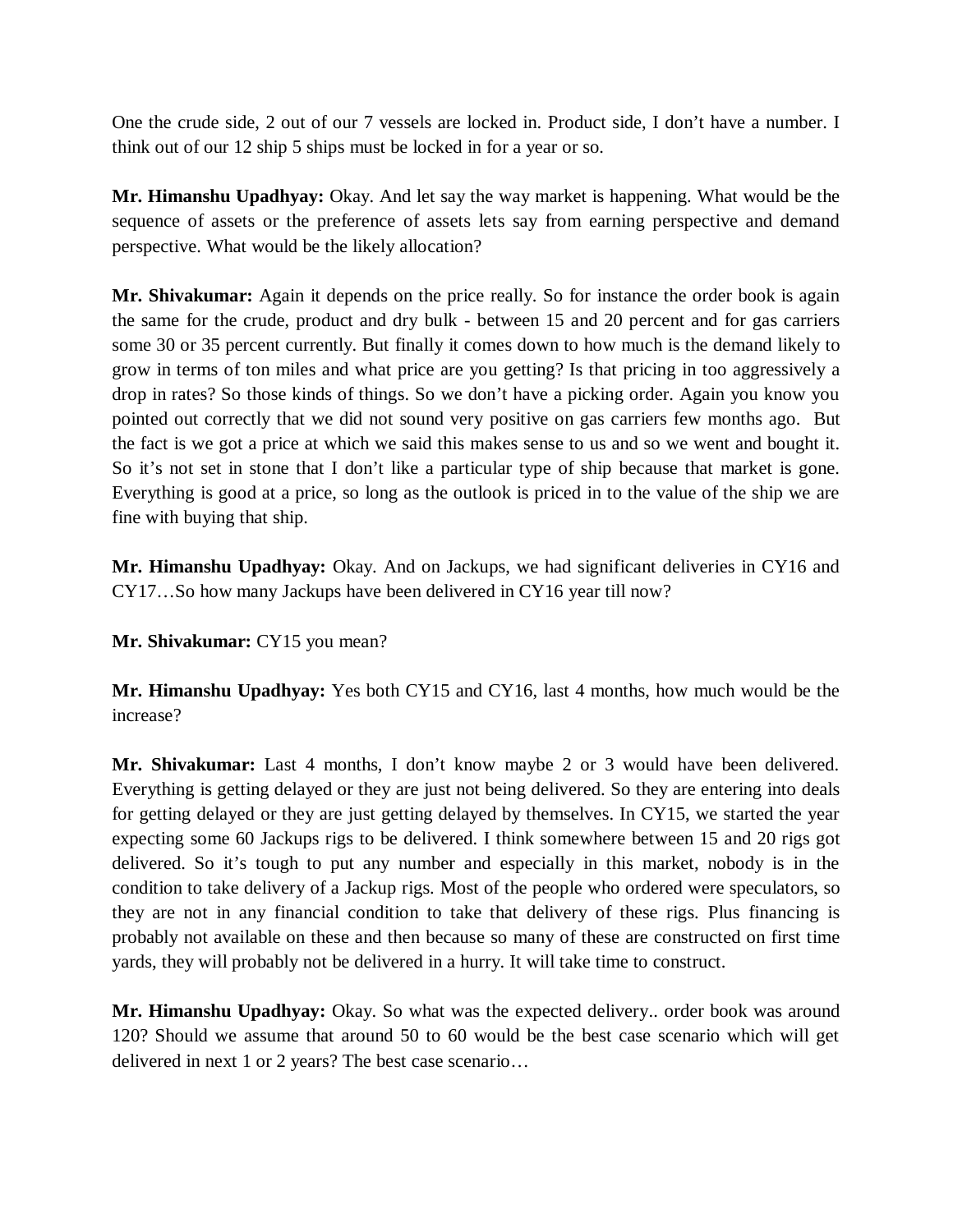One the crude side, 2 out of our 7 vessels are locked in. Product side, I don't have a number. I think out of our 12 ship 5 ships must be locked in for a year or so.

**Mr. Himanshu Upadhyay:** Okay. And let say the way market is happening. What would be the sequence of assets or the preference of assets lets say from earning perspective and demand perspective. What would be the likely allocation?

**Mr. Shivakumar:** Again it depends on the price really. So for instance the order book is again the same for the crude, product and dry bulk - between 15 and 20 percent and for gas carriers some 30 or 35 percent currently. But finally it comes down to how much is the demand likely to grow in terms of ton miles and what price are you getting? Is that pricing in too aggressively a drop in rates? So those kinds of things. So we don't have a picking order. Again you know you pointed out correctly that we did not sound very positive on gas carriers few months ago. But the fact is we got a price at which we said this makes sense to us and so we went and bought it. So it's not set in stone that I don't like a particular type of ship because that market is gone. Everything is good at a price, so long as the outlook is priced in to the value of the ship we are fine with buying that ship.

**Mr. Himanshu Upadhyay:** Okay. And on Jackups, we had significant deliveries in CY16 and CY17…So how many Jackups have been delivered in CY16 year till now?

**Mr. Shivakumar:** CY15 you mean?

**Mr. Himanshu Upadhyay:** Yes both CY15 and CY16, last 4 months, how much would be the increase?

**Mr. Shivakumar:** Last 4 months, I don't know maybe 2 or 3 would have been delivered. Everything is getting delayed or they are just not being delivered. So they are entering into deals for getting delayed or they are just getting delayed by themselves. In CY15, we started the year expecting some 60 Jackups rigs to be delivered. I think somewhere between 15 and 20 rigs got delivered. So it's tough to put any number and especially in this market, nobody is in the condition to take delivery of a Jackup rigs. Most of the people who ordered were speculators, so they are not in any financial condition to take that delivery of these rigs. Plus financing is probably not available on these and then because so many of these are constructed on first time yards, they will probably not be delivered in a hurry. It will take time to construct.

**Mr. Himanshu Upadhyay:** Okay. So what was the expected delivery.. order book was around 120? Should we assume that around 50 to 60 would be the best case scenario which will get delivered in next 1 or 2 years? The best case scenario…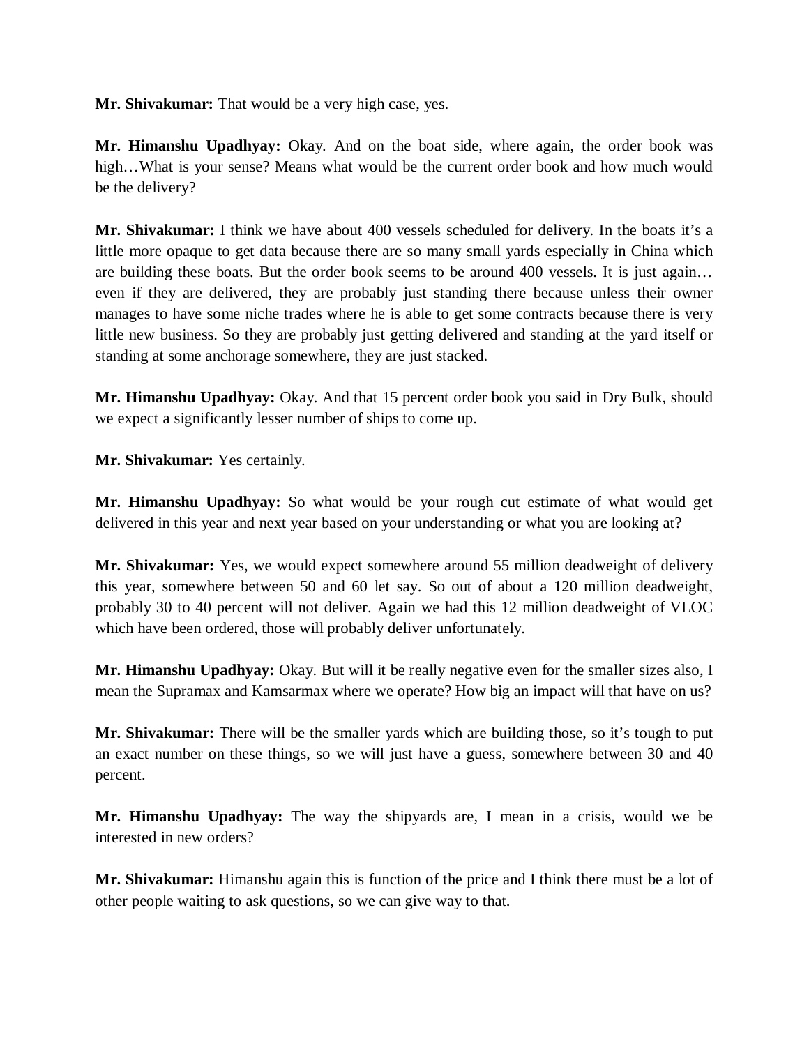**Mr. Shivakumar:** That would be a very high case, yes.

**Mr. Himanshu Upadhyay:** Okay. And on the boat side, where again, the order book was high…What is your sense? Means what would be the current order book and how much would be the delivery?

**Mr. Shivakumar:** I think we have about 400 vessels scheduled for delivery. In the boats it's a little more opaque to get data because there are so many small yards especially in China which are building these boats. But the order book seems to be around 400 vessels. It is just again… even if they are delivered, they are probably just standing there because unless their owner manages to have some niche trades where he is able to get some contracts because there is very little new business. So they are probably just getting delivered and standing at the yard itself or standing at some anchorage somewhere, they are just stacked.

**Mr. Himanshu Upadhyay:** Okay. And that 15 percent order book you said in Dry Bulk, should we expect a significantly lesser number of ships to come up.

**Mr. Shivakumar:** Yes certainly.

**Mr. Himanshu Upadhyay:** So what would be your rough cut estimate of what would get delivered in this year and next year based on your understanding or what you are looking at?

**Mr. Shivakumar:** Yes, we would expect somewhere around 55 million deadweight of delivery this year, somewhere between 50 and 60 let say. So out of about a 120 million deadweight, probably 30 to 40 percent will not deliver. Again we had this 12 million deadweight of VLOC which have been ordered, those will probably deliver unfortunately.

**Mr. Himanshu Upadhyay:** Okay. But will it be really negative even for the smaller sizes also, I mean the Supramax and Kamsarmax where we operate? How big an impact will that have on us?

**Mr. Shivakumar:** There will be the smaller yards which are building those, so it's tough to put an exact number on these things, so we will just have a guess, somewhere between 30 and 40 percent.

**Mr. Himanshu Upadhyay:** The way the shipyards are, I mean in a crisis, would we be interested in new orders?

**Mr. Shivakumar:** Himanshu again this is function of the price and I think there must be a lot of other people waiting to ask questions, so we can give way to that.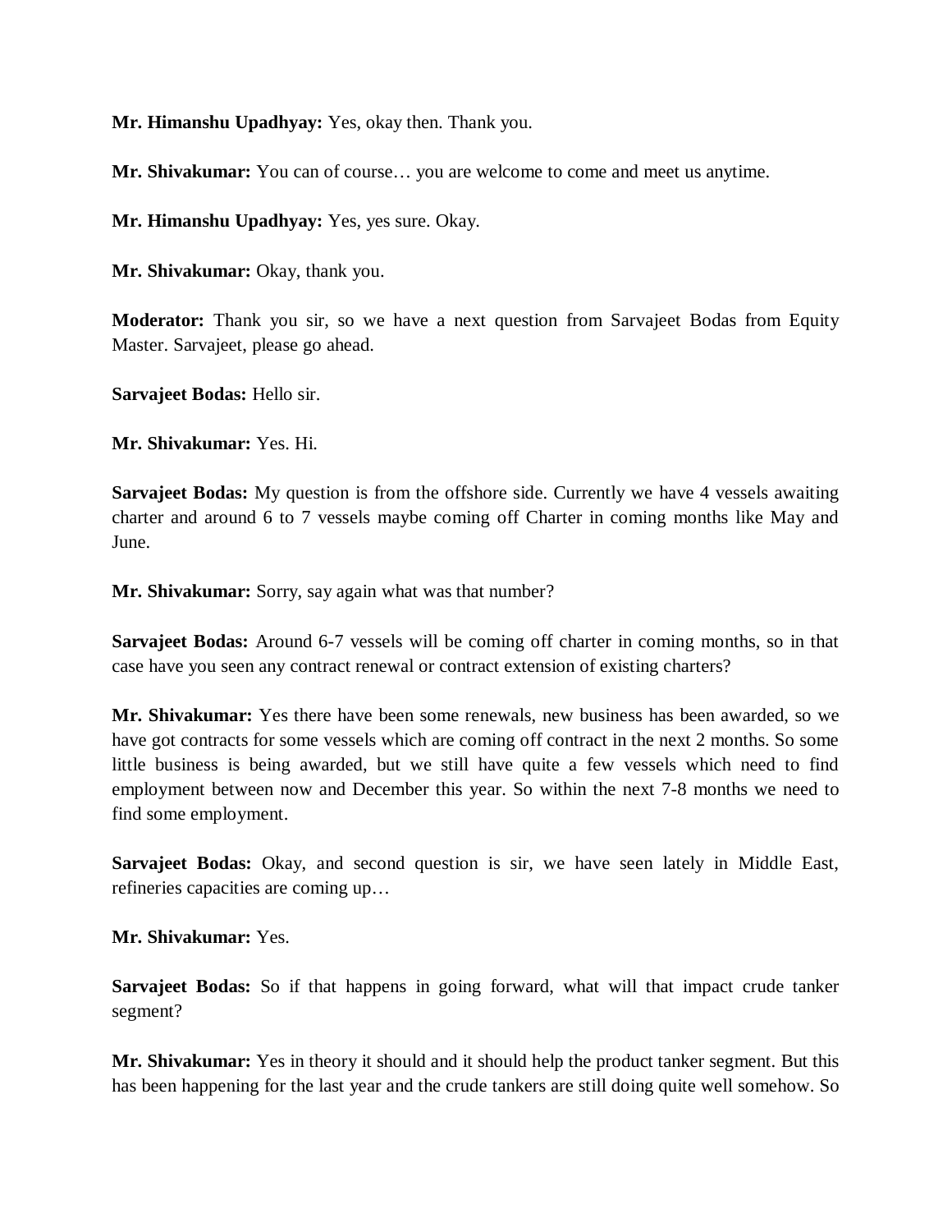**Mr. Himanshu Upadhyay:** Yes, okay then. Thank you.

**Mr. Shivakumar:** You can of course… you are welcome to come and meet us anytime.

**Mr. Himanshu Upadhyay:** Yes, yes sure. Okay.

**Mr. Shivakumar:** Okay, thank you.

**Moderator:** Thank you sir, so we have a next question from Sarvajeet Bodas from Equity Master. Sarvajeet, please go ahead.

**Sarvajeet Bodas:** Hello sir.

**Mr. Shivakumar:** Yes. Hi.

**Sarvajeet Bodas:** My question is from the offshore side. Currently we have 4 vessels awaiting charter and around 6 to 7 vessels maybe coming off Charter in coming months like May and June.

**Mr. Shivakumar:** Sorry, say again what was that number?

**Sarvajeet Bodas:** Around 6-7 vessels will be coming off charter in coming months, so in that case have you seen any contract renewal or contract extension of existing charters?

**Mr. Shivakumar:** Yes there have been some renewals, new business has been awarded, so we have got contracts for some vessels which are coming off contract in the next 2 months. So some little business is being awarded, but we still have quite a few vessels which need to find employment between now and December this year. So within the next 7-8 months we need to find some employment.

**Sarvajeet Bodas:** Okay, and second question is sir, we have seen lately in Middle East, refineries capacities are coming up…

**Mr. Shivakumar:** Yes.

**Sarvajeet Bodas:** So if that happens in going forward, what will that impact crude tanker segment?

**Mr. Shivakumar:** Yes in theory it should and it should help the product tanker segment. But this has been happening for the last year and the crude tankers are still doing quite well somehow. So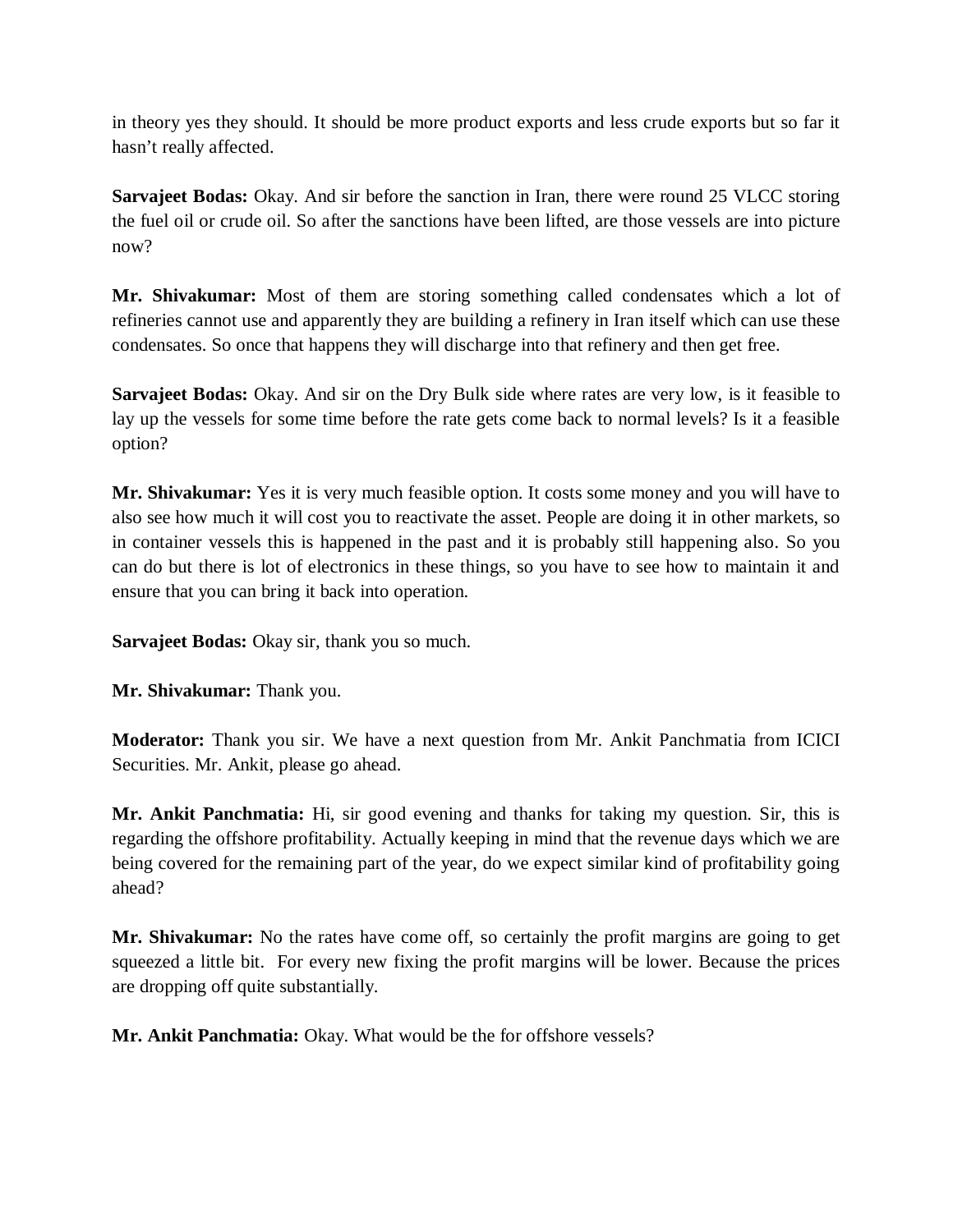in theory yes they should. It should be more product exports and less crude exports but so far it hasn't really affected.

**Sarvajeet Bodas:** Okay. And sir before the sanction in Iran, there were round 25 VLCC storing the fuel oil or crude oil. So after the sanctions have been lifted, are those vessels are into picture now?

**Mr. Shivakumar:** Most of them are storing something called condensates which a lot of refineries cannot use and apparently they are building a refinery in Iran itself which can use these condensates. So once that happens they will discharge into that refinery and then get free.

**Sarvajeet Bodas:** Okay. And sir on the Dry Bulk side where rates are very low, is it feasible to lay up the vessels for some time before the rate gets come back to normal levels? Is it a feasible option?

**Mr. Shivakumar:** Yes it is very much feasible option. It costs some money and you will have to also see how much it will cost you to reactivate the asset. People are doing it in other markets, so in container vessels this is happened in the past and it is probably still happening also. So you can do but there is lot of electronics in these things, so you have to see how to maintain it and ensure that you can bring it back into operation.

**Sarvajeet Bodas:** Okay sir, thank you so much.

**Mr. Shivakumar:** Thank you.

**Moderator:** Thank you sir. We have a next question from Mr. Ankit Panchmatia from ICICI Securities. Mr. Ankit, please go ahead.

**Mr. Ankit Panchmatia:** Hi, sir good evening and thanks for taking my question. Sir, this is regarding the offshore profitability. Actually keeping in mind that the revenue days which we are being covered for the remaining part of the year, do we expect similar kind of profitability going ahead?

**Mr. Shivakumar:** No the rates have come off, so certainly the profit margins are going to get squeezed a little bit. For every new fixing the profit margins will be lower. Because the prices are dropping off quite substantially.

**Mr. Ankit Panchmatia:** Okay. What would be the for offshore vessels?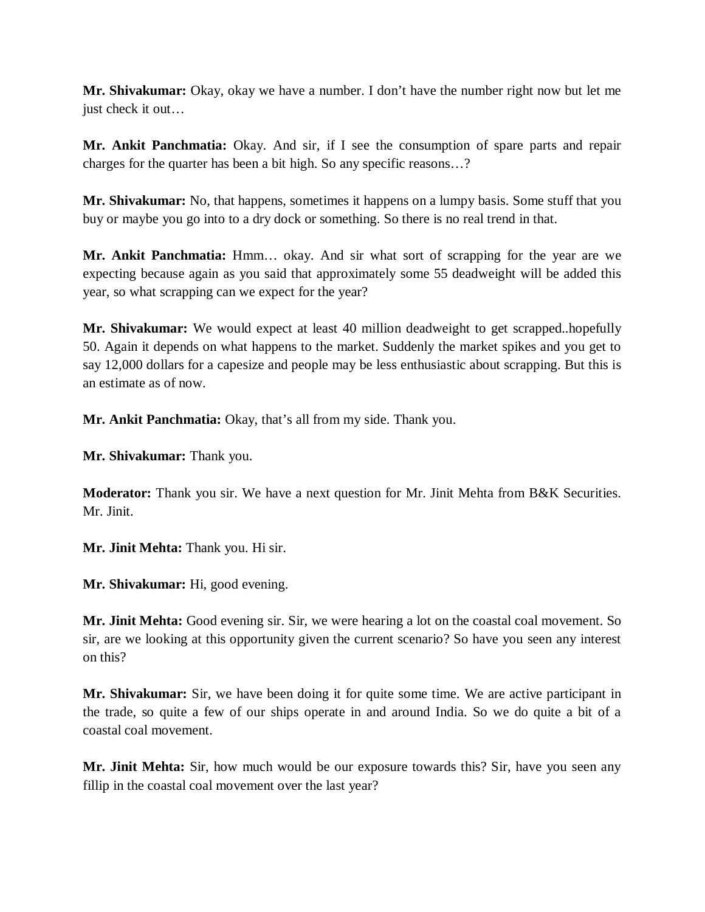**Mr. Shivakumar:** Okay, okay we have a number. I don't have the number right now but let me just check it out…

**Mr. Ankit Panchmatia:** Okay. And sir, if I see the consumption of spare parts and repair charges for the quarter has been a bit high. So any specific reasons…?

**Mr. Shivakumar:** No, that happens, sometimes it happens on a lumpy basis. Some stuff that you buy or maybe you go into to a dry dock or something. So there is no real trend in that.

**Mr. Ankit Panchmatia:** Hmm… okay. And sir what sort of scrapping for the year are we expecting because again as you said that approximately some 55 deadweight will be added this year, so what scrapping can we expect for the year?

**Mr. Shivakumar:** We would expect at least 40 million deadweight to get scrapped..hopefully 50. Again it depends on what happens to the market. Suddenly the market spikes and you get to say 12,000 dollars for a capesize and people may be less enthusiastic about scrapping. But this is an estimate as of now.

**Mr. Ankit Panchmatia:** Okay, that's all from my side. Thank you.

**Mr. Shivakumar:** Thank you.

**Moderator:** Thank you sir. We have a next question for Mr. Jinit Mehta from B&K Securities. Mr. Jinit.

**Mr. Jinit Mehta:** Thank you. Hi sir.

**Mr. Shivakumar:** Hi, good evening.

**Mr. Jinit Mehta:** Good evening sir. Sir, we were hearing a lot on the coastal coal movement. So sir, are we looking at this opportunity given the current scenario? So have you seen any interest on this?

**Mr. Shivakumar:** Sir, we have been doing it for quite some time. We are active participant in the trade, so quite a few of our ships operate in and around India. So we do quite a bit of a coastal coal movement.

**Mr. Jinit Mehta:** Sir, how much would be our exposure towards this? Sir, have you seen any fillip in the coastal coal movement over the last year?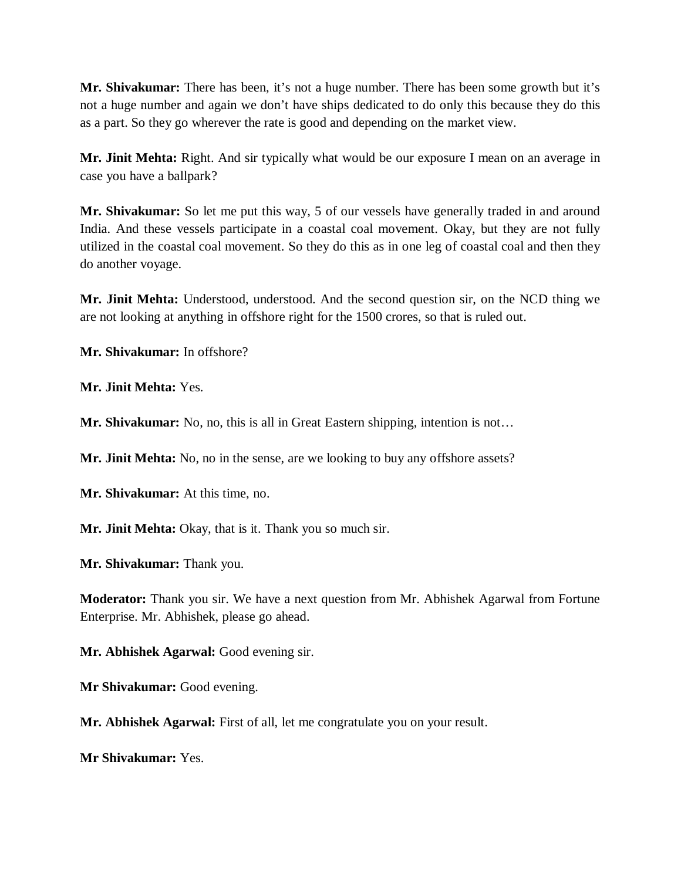**Mr. Shivakumar:** There has been, it's not a huge number. There has been some growth but it's not a huge number and again we don't have ships dedicated to do only this because they do this as a part. So they go wherever the rate is good and depending on the market view.

**Mr. Jinit Mehta:** Right. And sir typically what would be our exposure I mean on an average in case you have a ballpark?

**Mr. Shivakumar:** So let me put this way, 5 of our vessels have generally traded in and around India. And these vessels participate in a coastal coal movement. Okay, but they are not fully utilized in the coastal coal movement. So they do this as in one leg of coastal coal and then they do another voyage.

**Mr. Jinit Mehta:** Understood, understood. And the second question sir, on the NCD thing we are not looking at anything in offshore right for the 1500 crores, so that is ruled out.

**Mr. Shivakumar:** In offshore?

**Mr. Jinit Mehta:** Yes.

**Mr. Shivakumar:** No, no, this is all in Great Eastern shipping, intention is not…

**Mr. Jinit Mehta:** No, no in the sense, are we looking to buy any offshore assets?

**Mr. Shivakumar:** At this time, no.

**Mr. Jinit Mehta:** Okay, that is it. Thank you so much sir.

**Mr. Shivakumar:** Thank you.

**Moderator:** Thank you sir. We have a next question from Mr. Abhishek Agarwal from Fortune Enterprise. Mr. Abhishek, please go ahead.

**Mr. Abhishek Agarwal:** Good evening sir.

**Mr Shivakumar:** Good evening.

**Mr. Abhishek Agarwal:** First of all, let me congratulate you on your result.

**Mr Shivakumar:** Yes.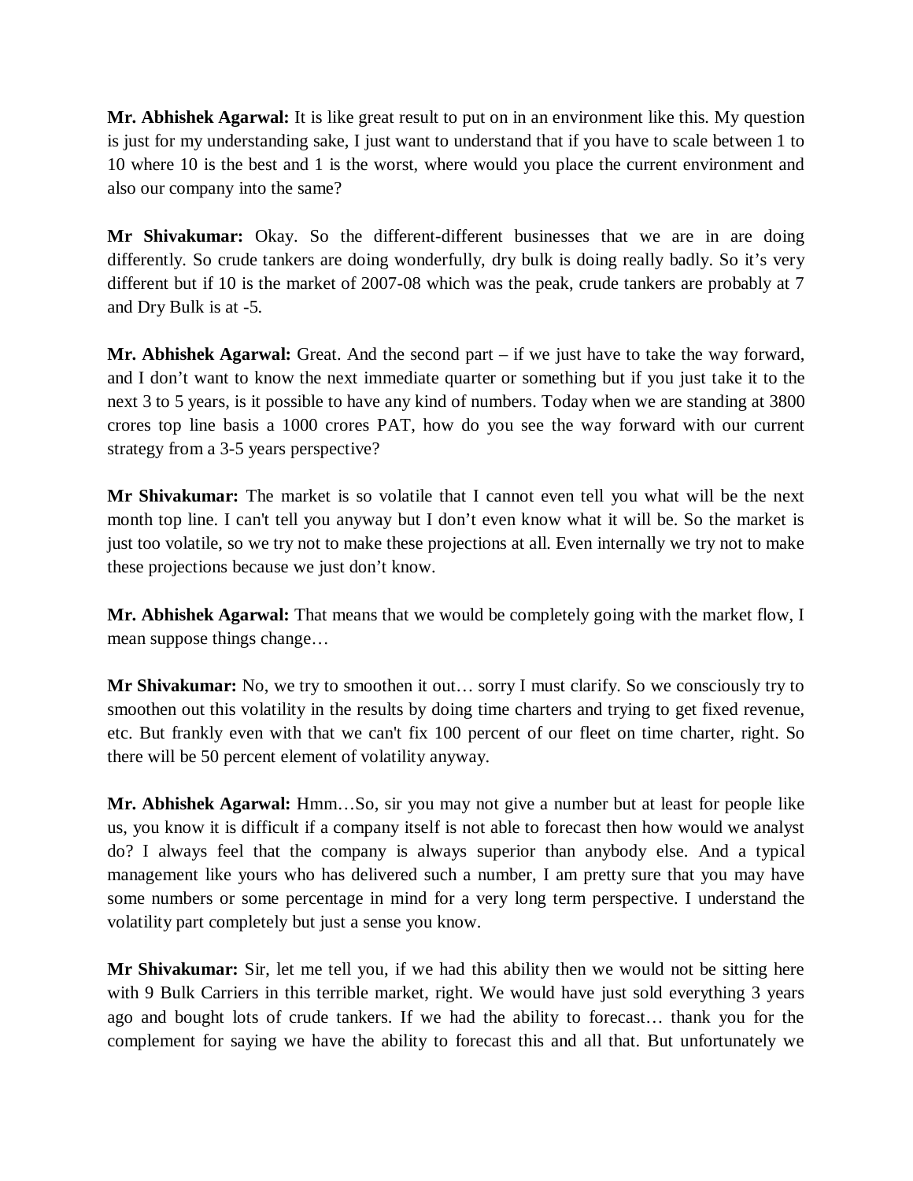**Mr. Abhishek Agarwal:** It is like great result to put on in an environment like this. My question is just for my understanding sake, I just want to understand that if you have to scale between 1 to 10 where 10 is the best and 1 is the worst, where would you place the current environment and also our company into the same?

**Mr Shivakumar:** Okay. So the different-different businesses that we are in are doing differently. So crude tankers are doing wonderfully, dry bulk is doing really badly. So it's very different but if 10 is the market of 2007-08 which was the peak, crude tankers are probably at 7 and Dry Bulk is at -5.

**Mr. Abhishek Agarwal:** Great. And the second part – if we just have to take the way forward, and I don't want to know the next immediate quarter or something but if you just take it to the next 3 to 5 years, is it possible to have any kind of numbers. Today when we are standing at 3800 crores top line basis a 1000 crores PAT, how do you see the way forward with our current strategy from a 3-5 years perspective?

**Mr Shivakumar:** The market is so volatile that I cannot even tell you what will be the next month top line. I can't tell you anyway but I don't even know what it will be. So the market is just too volatile, so we try not to make these projections at all. Even internally we try not to make these projections because we just don't know.

**Mr. Abhishek Agarwal:** That means that we would be completely going with the market flow, I mean suppose things change…

**Mr Shivakumar:** No, we try to smoothen it out… sorry I must clarify. So we consciously try to smoothen out this volatility in the results by doing time charters and trying to get fixed revenue, etc. But frankly even with that we can't fix 100 percent of our fleet on time charter, right. So there will be 50 percent element of volatility anyway.

**Mr. Abhishek Agarwal:** Hmm…So, sir you may not give a number but at least for people like us, you know it is difficult if a company itself is not able to forecast then how would we analyst do? I always feel that the company is always superior than anybody else. And a typical management like yours who has delivered such a number, I am pretty sure that you may have some numbers or some percentage in mind for a very long term perspective. I understand the volatility part completely but just a sense you know.

**Mr Shivakumar:** Sir, let me tell you, if we had this ability then we would not be sitting here with 9 Bulk Carriers in this terrible market, right. We would have just sold everything 3 years ago and bought lots of crude tankers. If we had the ability to forecast… thank you for the complement for saying we have the ability to forecast this and all that. But unfortunately we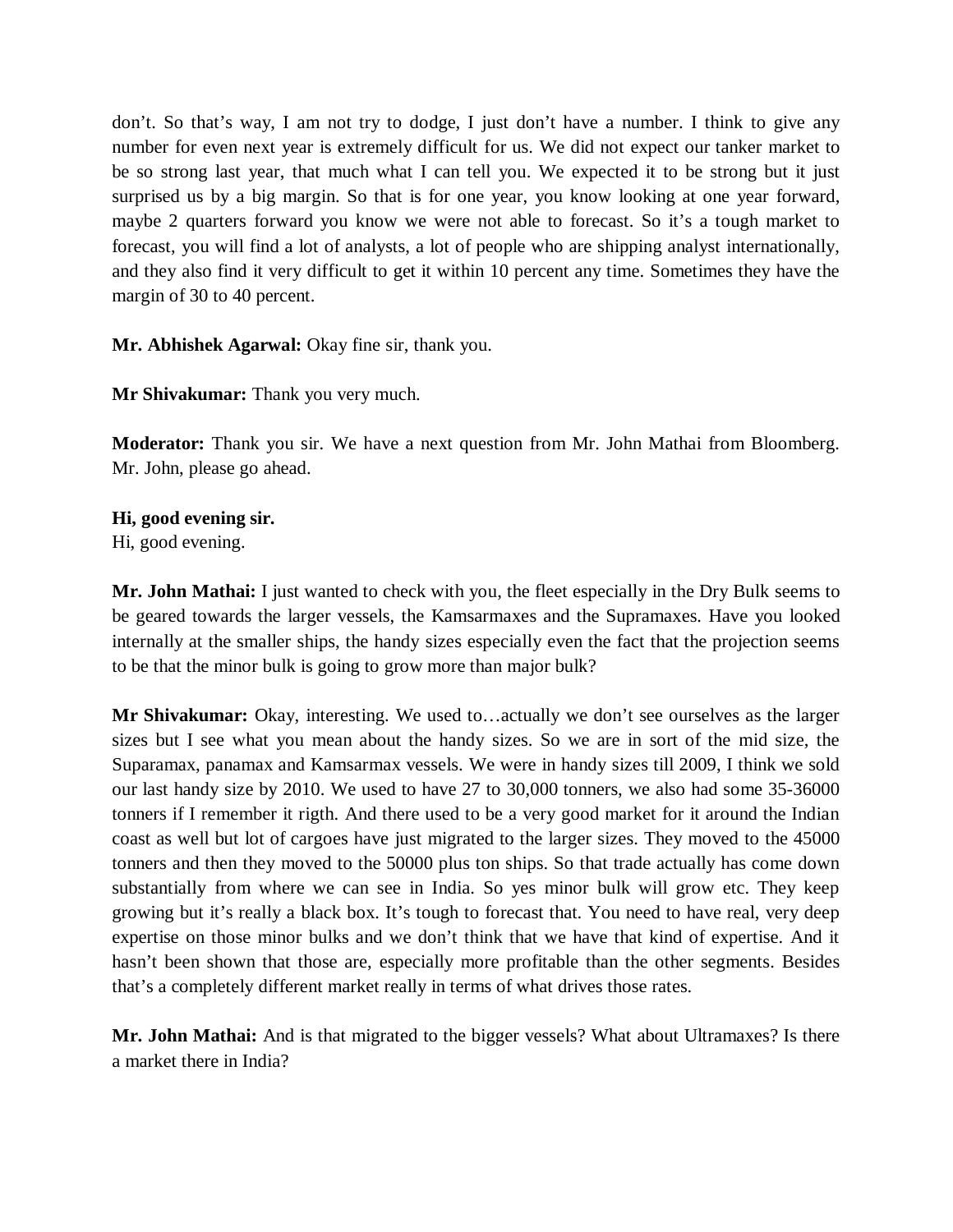don't. So that's way, I am not try to dodge, I just don't have a number. I think to give any number for even next year is extremely difficult for us. We did not expect our tanker market to be so strong last year, that much what I can tell you. We expected it to be strong but it just surprised us by a big margin. So that is for one year, you know looking at one year forward, maybe 2 quarters forward you know we were not able to forecast. So it's a tough market to forecast, you will find a lot of analysts, a lot of people who are shipping analyst internationally, and they also find it very difficult to get it within 10 percent any time. Sometimes they have the margin of 30 to 40 percent.

**Mr. Abhishek Agarwal:** Okay fine sir, thank you.

**Mr Shivakumar:** Thank you very much.

**Moderator:** Thank you sir. We have a next question from Mr. John Mathai from Bloomberg. Mr. John, please go ahead.

**Hi, good evening sir.**
Hi, good evening.

**Mr. John Mathai:** I just wanted to check with you, the fleet especially in the Dry Bulk seems to be geared towards the larger vessels, the Kamsarmaxes and the Supramaxes. Have you looked internally at the smaller ships, the handy sizes especially even the fact that the projection seems to be that the minor bulk is going to grow more than major bulk?

**Mr Shivakumar:** Okay, interesting. We used to…actually we don't see ourselves as the larger sizes but I see what you mean about the handy sizes. So we are in sort of the mid size, the Suparamax, panamax and Kamsarmax vessels. We were in handy sizes till 2009, I think we sold our last handy size by 2010. We used to have 27 to 30,000 tonners, we also had some 35-36000 tonners if I remember it rigth. And there used to be a very good market for it around the Indian coast as well but lot of cargoes have just migrated to the larger sizes. They moved to the 45000 tonners and then they moved to the 50000 plus ton ships. So that trade actually has come down substantially from where we can see in India. So yes minor bulk will grow etc. They keep growing but it's really a black box. It's tough to forecast that. You need to have real, very deep expertise on those minor bulks and we don't think that we have that kind of expertise. And it hasn't been shown that those are, especially more profitable than the other segments. Besides that's a completely different market really in terms of what drives those rates.

**Mr. John Mathai:** And is that migrated to the bigger vessels? What about Ultramaxes? Is there a market there in India?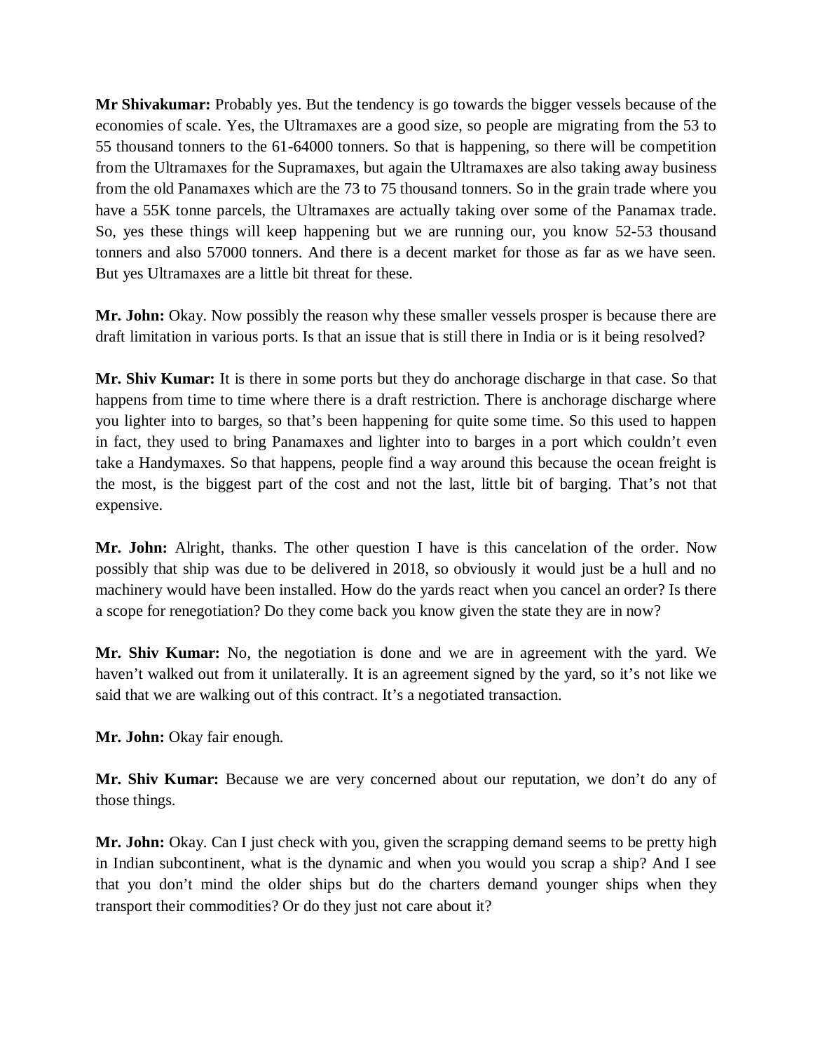**Mr Shivakumar:** Probably yes. But the tendency is go towards the bigger vessels because of the economies of scale. Yes, the Ultramaxes are a good size, so people are migrating from the 53 to 55 thousand tonners to the 61-64000 tonners. So that is happening, so there will be competition from the Ultramaxes for the Supramaxes, but again the Ultramaxes are also taking away business from the old Panamaxes which are the 73 to 75 thousand tonners. So in the grain trade where you have a 55K tonne parcels, the Ultramaxes are actually taking over some of the Panamax trade. So, yes these things will keep happening but we are running our, you know 52-53 thousand tonners and also 57000 tonners. And there is a decent market for those as far as we have seen. But yes Ultramaxes are a little bit threat for these.

**Mr. John:** Okay. Now possibly the reason why these smaller vessels prosper is because there are draft limitation in various ports. Is that an issue that is still there in India or is it being resolved?

**Mr. Shiv Kumar:** It is there in some ports but they do anchorage discharge in that case. So that happens from time to time where there is a draft restriction. There is anchorage discharge where you lighter into to barges, so that's been happening for quite some time. So this used to happen in fact, they used to bring Panamaxes and lighter into to barges in a port which couldn't even take a Handymaxes. So that happens, people find a way around this because the ocean freight is the most, is the biggest part of the cost and not the last, little bit of barging. That's not that expensive.

**Mr. John:** Alright, thanks. The other question I have is this cancelation of the order. Now possibly that ship was due to be delivered in 2018, so obviously it would just be a hull and no machinery would have been installed. How do the yards react when you cancel an order? Is there a scope for renegotiation? Do they come back you know given the state they are in now?

**Mr. Shiv Kumar:** No, the negotiation is done and we are in agreement with the yard. We haven't walked out from it unilaterally. It is an agreement signed by the yard, so it's not like we said that we are walking out of this contract. It's a negotiated transaction.

**Mr. John:** Okay fair enough.

**Mr. Shiv Kumar:** Because we are very concerned about our reputation, we don't do any of those things.

**Mr. John:** Okay. Can I just check with you, given the scrapping demand seems to be pretty high in Indian subcontinent, what is the dynamic and when you would you scrap a ship? And I see that you don't mind the older ships but do the charters demand younger ships when they transport their commodities? Or do they just not care about it?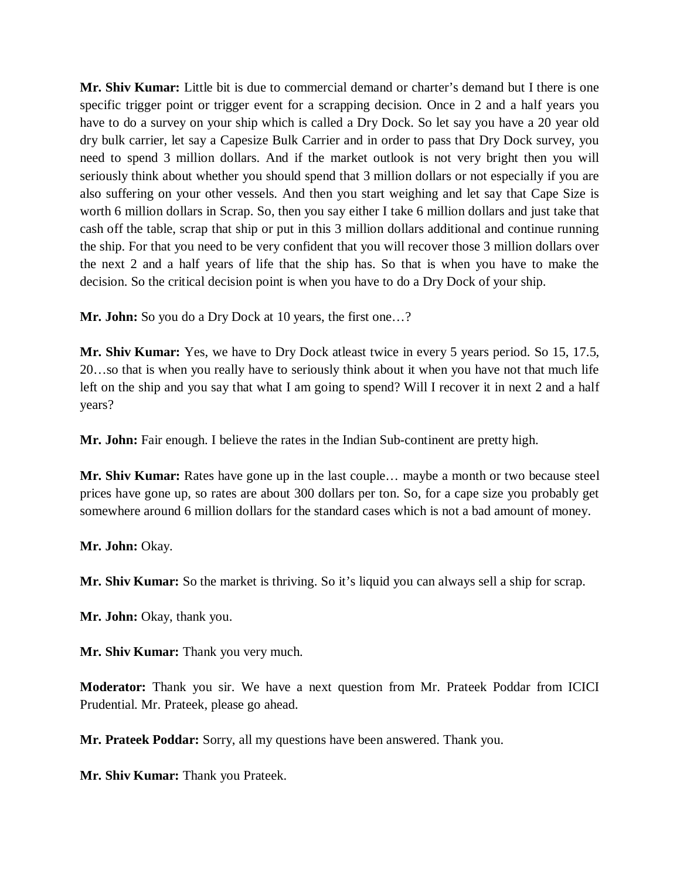**Mr. Shiv Kumar:** Little bit is due to commercial demand or charter's demand but I there is one specific trigger point or trigger event for a scrapping decision. Once in 2 and a half years you have to do a survey on your ship which is called a Dry Dock. So let say you have a 20 year old dry bulk carrier, let say a Capesize Bulk Carrier and in order to pass that Dry Dock survey, you need to spend 3 million dollars. And if the market outlook is not very bright then you will seriously think about whether you should spend that 3 million dollars or not especially if you are also suffering on your other vessels. And then you start weighing and let say that Cape Size is worth 6 million dollars in Scrap. So, then you say either I take 6 million dollars and just take that cash off the table, scrap that ship or put in this 3 million dollars additional and continue running the ship. For that you need to be very confident that you will recover those 3 million dollars over the next 2 and a half years of life that the ship has. So that is when you have to make the decision. So the critical decision point is when you have to do a Dry Dock of your ship.

**Mr. John:** So you do a Dry Dock at 10 years, the first one…?

**Mr. Shiv Kumar:** Yes, we have to Dry Dock atleast twice in every 5 years period. So 15, 17.5, 20…so that is when you really have to seriously think about it when you have not that much life left on the ship and you say that what I am going to spend? Will I recover it in next 2 and a half years?

**Mr. John:** Fair enough. I believe the rates in the Indian Sub-continent are pretty high.

**Mr. Shiv Kumar:** Rates have gone up in the last couple… maybe a month or two because steel prices have gone up, so rates are about 300 dollars per ton. So, for a cape size you probably get somewhere around 6 million dollars for the standard cases which is not a bad amount of money.

**Mr. John:** Okay.

**Mr. Shiv Kumar:** So the market is thriving. So it's liquid you can always sell a ship for scrap.

**Mr. John:** Okay, thank you.

**Mr. Shiv Kumar:** Thank you very much.

**Moderator:** Thank you sir. We have a next question from Mr. Prateek Poddar from ICICI Prudential. Mr. Prateek, please go ahead.

**Mr. Prateek Poddar:** Sorry, all my questions have been answered. Thank you.

**Mr. Shiv Kumar:** Thank you Prateek.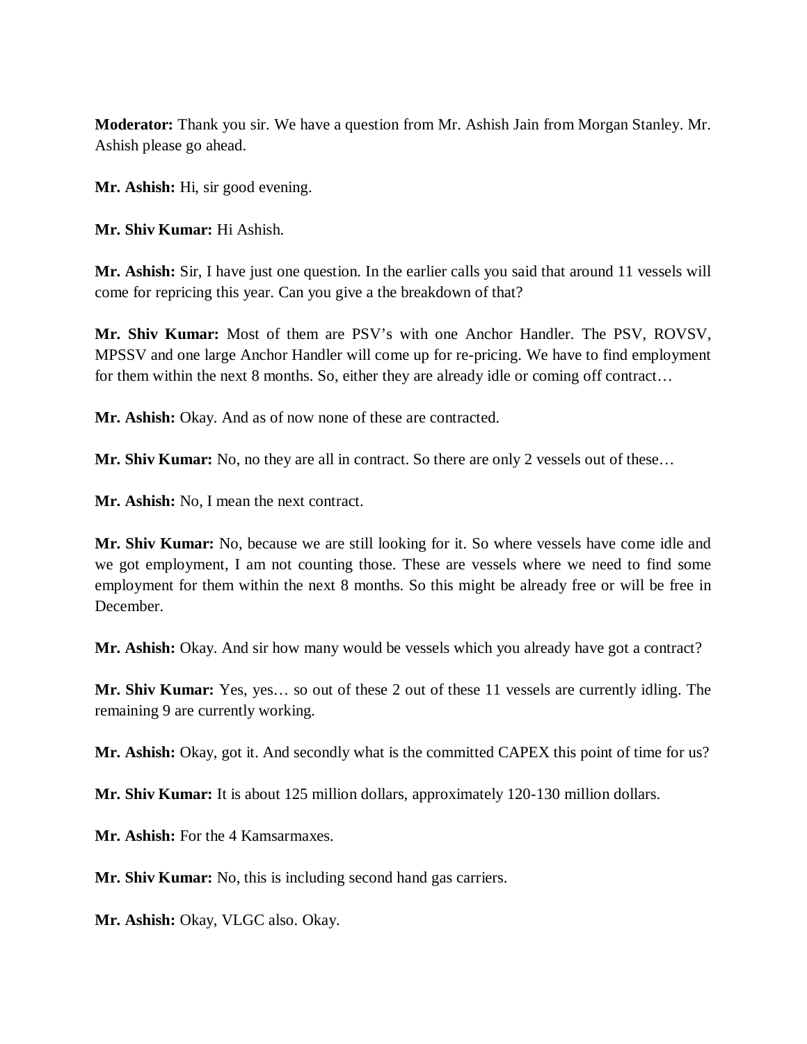**Moderator:** Thank you sir. We have a question from Mr. Ashish Jain from Morgan Stanley. Mr. Ashish please go ahead.

**Mr. Ashish:** Hi, sir good evening.

**Mr. Shiv Kumar:** Hi Ashish.

**Mr. Ashish:** Sir, I have just one question. In the earlier calls you said that around 11 vessels will come for repricing this year. Can you give a the breakdown of that?

**Mr. Shiv Kumar:** Most of them are PSV's with one Anchor Handler. The PSV, ROVSV, MPSSV and one large Anchor Handler will come up for re-pricing. We have to find employment for them within the next 8 months. So, either they are already idle or coming off contract…

**Mr. Ashish:** Okay. And as of now none of these are contracted.

**Mr. Shiv Kumar:** No, no they are all in contract. So there are only 2 vessels out of these…

**Mr. Ashish:** No, I mean the next contract.

**Mr. Shiv Kumar:** No, because we are still looking for it. So where vessels have come idle and we got employment, I am not counting those. These are vessels where we need to find some employment for them within the next 8 months. So this might be already free or will be free in December.

**Mr. Ashish:** Okay. And sir how many would be vessels which you already have got a contract?

**Mr. Shiv Kumar:** Yes, yes… so out of these 2 out of these 11 vessels are currently idling. The remaining 9 are currently working.

**Mr. Ashish:** Okay, got it. And secondly what is the committed CAPEX this point of time for us?

**Mr. Shiv Kumar:** It is about 125 million dollars, approximately 120-130 million dollars.

**Mr. Ashish:** For the 4 Kamsarmaxes.

**Mr. Shiv Kumar:** No, this is including second hand gas carriers.

**Mr. Ashish:** Okay, VLGC also. Okay.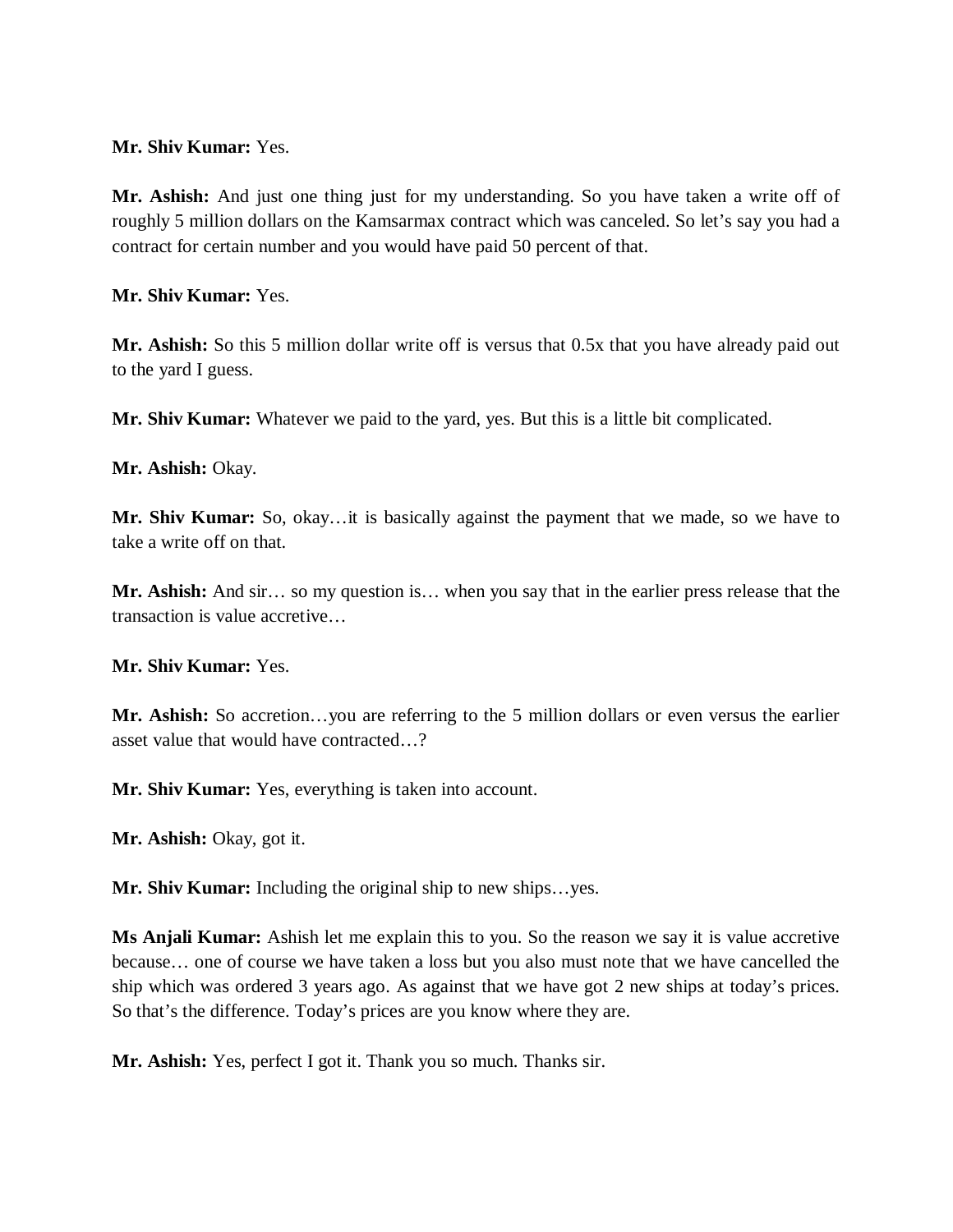**Mr. Shiv Kumar:** Yes.

**Mr. Ashish:** And just one thing just for my understanding. So you have taken a write off of roughly 5 million dollars on the Kamsarmax contract which was canceled. So let's say you had a contract for certain number and you would have paid 50 percent of that.

**Mr. Shiv Kumar:** Yes.

**Mr. Ashish:** So this 5 million dollar write off is versus that 0.5x that you have already paid out to the yard I guess.

**Mr. Shiv Kumar:** Whatever we paid to the yard, yes. But this is a little bit complicated.

**Mr. Ashish:** Okay.

**Mr. Shiv Kumar:** So, okay…it is basically against the payment that we made, so we have to take a write off on that.

**Mr. Ashish:** And sir… so my question is… when you say that in the earlier press release that the transaction is value accretive…

**Mr. Shiv Kumar:** Yes.

**Mr. Ashish:** So accretion…you are referring to the 5 million dollars or even versus the earlier asset value that would have contracted…?

**Mr. Shiv Kumar:** Yes, everything is taken into account.

**Mr. Ashish:** Okay, got it.

**Mr. Shiv Kumar:** Including the original ship to new ships…yes.

**Ms Anjali Kumar:** Ashish let me explain this to you. So the reason we say it is value accretive because… one of course we have taken a loss but you also must note that we have cancelled the ship which was ordered 3 years ago. As against that we have got 2 new ships at today's prices. So that's the difference. Today's prices are you know where they are.

**Mr. Ashish:** Yes, perfect I got it. Thank you so much. Thanks sir.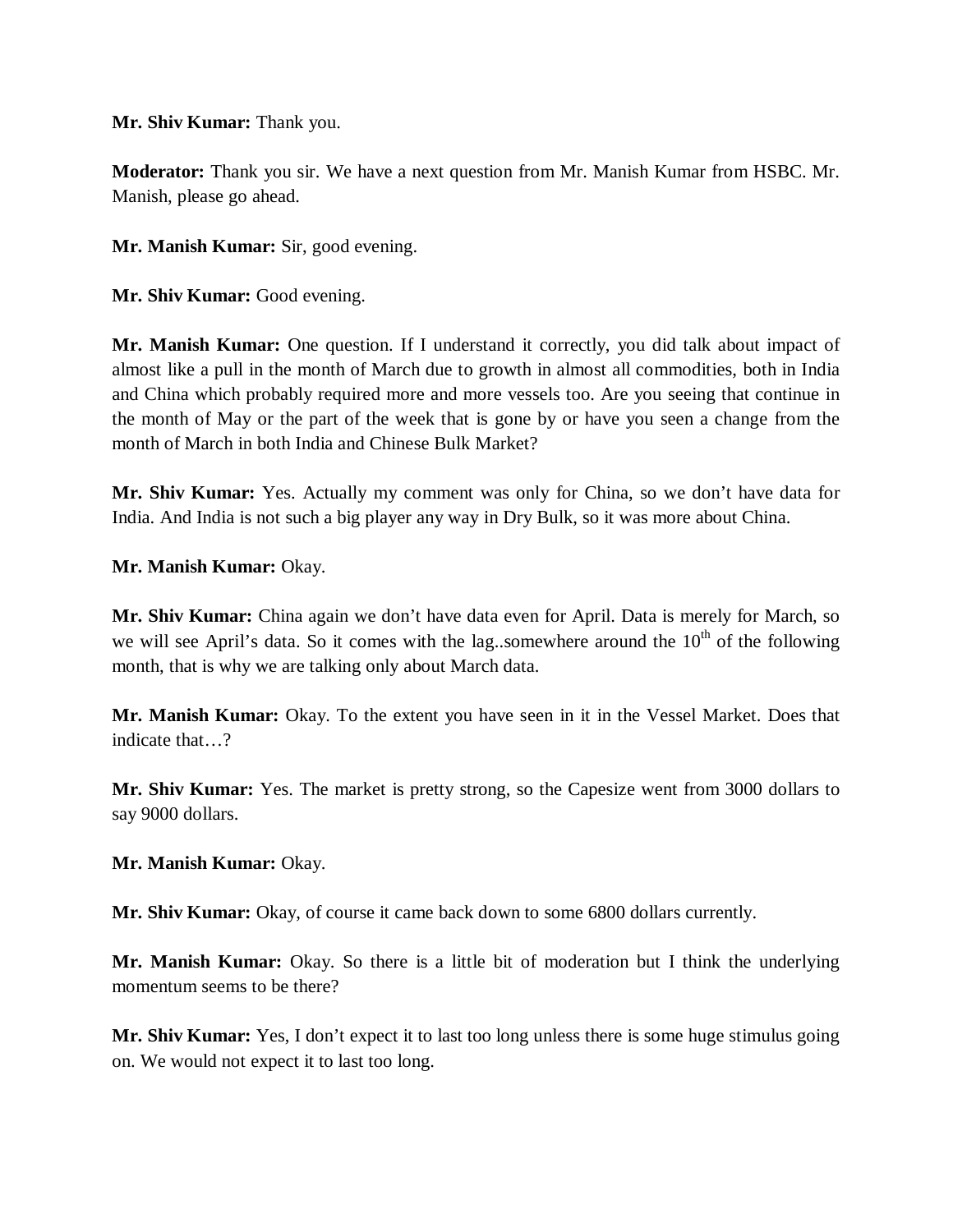**Mr. Shiv Kumar:** Thank you.

**Moderator:** Thank you sir. We have a next question from Mr. Manish Kumar from HSBC. Mr. Manish, please go ahead.

**Mr. Manish Kumar:** Sir, good evening.

**Mr. Shiv Kumar:** Good evening.

**Mr. Manish Kumar:** One question. If I understand it correctly, you did talk about impact of almost like a pull in the month of March due to growth in almost all commodities, both in India and China which probably required more and more vessels too. Are you seeing that continue in the month of May or the part of the week that is gone by or have you seen a change from the month of March in both India and Chinese Bulk Market?

**Mr. Shiv Kumar:** Yes. Actually my comment was only for China, so we don't have data for India. And India is not such a big player any way in Dry Bulk, so it was more about China.

**Mr. Manish Kumar:** Okay.

**Mr. Shiv Kumar:** China again we don't have data even for April. Data is merely for March, so we will see April's data. So it comes with the lag..somewhere around the 10th of the following month, that is why we are talking only about March data.

**Mr. Manish Kumar:** Okay. To the extent you have seen in it in the Vessel Market. Does that indicate that…?

**Mr. Shiv Kumar:** Yes. The market is pretty strong, so the Capesize went from 3000 dollars to say 9000 dollars.

**Mr. Manish Kumar:** Okay.

**Mr. Shiv Kumar:** Okay, of course it came back down to some 6800 dollars currently.

**Mr. Manish Kumar:** Okay. So there is a little bit of moderation but I think the underlying momentum seems to be there?

**Mr. Shiv Kumar:** Yes, I don't expect it to last too long unless there is some huge stimulus going on. We would not expect it to last too long.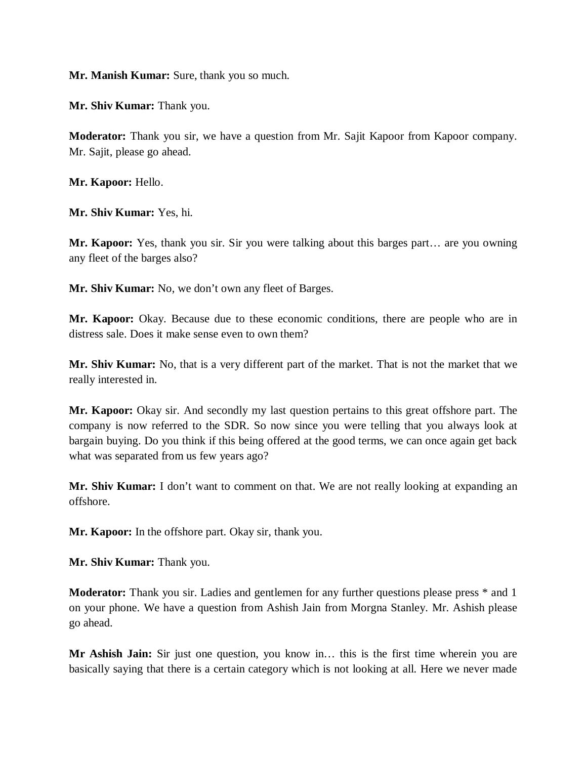**Mr. Manish Kumar:** Sure, thank you so much.

**Mr. Shiv Kumar:** Thank you.

**Moderator:** Thank you sir, we have a question from Mr. Sajit Kapoor from Kapoor company. Mr. Sajit, please go ahead.

**Mr. Kapoor:** Hello.

**Mr. Shiv Kumar:** Yes, hi.

**Mr. Kapoor:** Yes, thank you sir. Sir you were talking about this barges part… are you owning any fleet of the barges also?

**Mr. Shiv Kumar:** No, we don't own any fleet of Barges.

**Mr. Kapoor:** Okay. Because due to these economic conditions, there are people who are in distress sale. Does it make sense even to own them?

**Mr. Shiv Kumar:** No, that is a very different part of the market. That is not the market that we really interested in.

**Mr. Kapoor:** Okay sir. And secondly my last question pertains to this great offshore part. The company is now referred to the SDR. So now since you were telling that you always look at bargain buying. Do you think if this being offered at the good terms, we can once again get back what was separated from us few years ago?

**Mr. Shiv Kumar:** I don't want to comment on that. We are not really looking at expanding an offshore.

**Mr. Kapoor:** In the offshore part. Okay sir, thank you.

**Mr. Shiv Kumar:** Thank you.

**Moderator:** Thank you sir. Ladies and gentlemen for any further questions please press * and 1 on your phone. We have a question from Ashish Jain from Morgna Stanley. Mr. Ashish please go ahead.

**Mr Ashish Jain:** Sir just one question, you know in… this is the first time wherein you are basically saying that there is a certain category which is not looking at all. Here we never made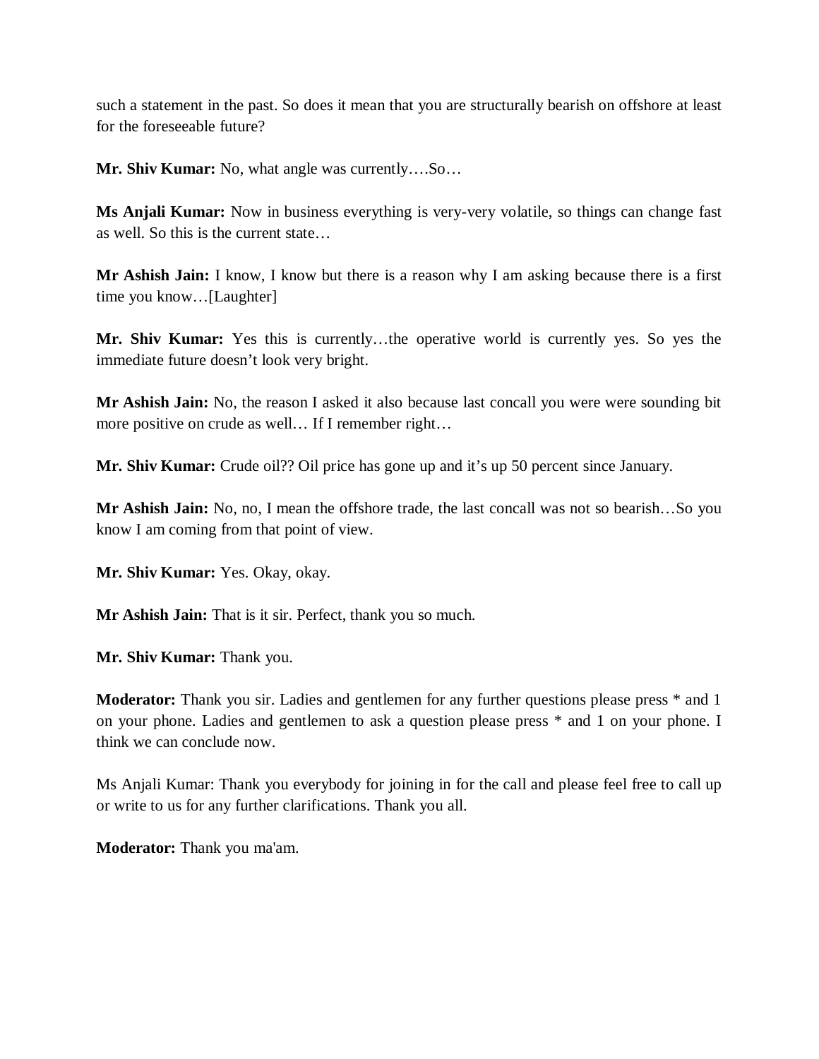such a statement in the past. So does it mean that you are structurally bearish on offshore at least for the foreseeable future?

**Mr. Shiv Kumar:** No, what angle was currently….So…

**Ms Anjali Kumar:** Now in business everything is very-very volatile, so things can change fast as well. So this is the current state…

**Mr Ashish Jain:** I know, I know but there is a reason why I am asking because there is a first time you know…[Laughter]

**Mr. Shiv Kumar:** Yes this is currently…the operative world is currently yes. So yes the immediate future doesn't look very bright.

**Mr Ashish Jain:** No, the reason I asked it also because last concall you were were sounding bit more positive on crude as well… If I remember right…

**Mr. Shiv Kumar:** Crude oil?? Oil price has gone up and it's up 50 percent since January.

**Mr Ashish Jain:** No, no, I mean the offshore trade, the last concall was not so bearish…So you know I am coming from that point of view.

**Mr. Shiv Kumar:** Yes. Okay, okay.

**Mr Ashish Jain:** That is it sir. Perfect, thank you so much.

**Mr. Shiv Kumar:** Thank you.

**Moderator:** Thank you sir. Ladies and gentlemen for any further questions please press * and 1 on your phone. Ladies and gentlemen to ask a question please press * and 1 on your phone. I think we can conclude now.

Ms Anjali Kumar: Thank you everybody for joining in for the call and please feel free to call up or write to us for any further clarifications. Thank you all.

**Moderator:** Thank you ma'am.